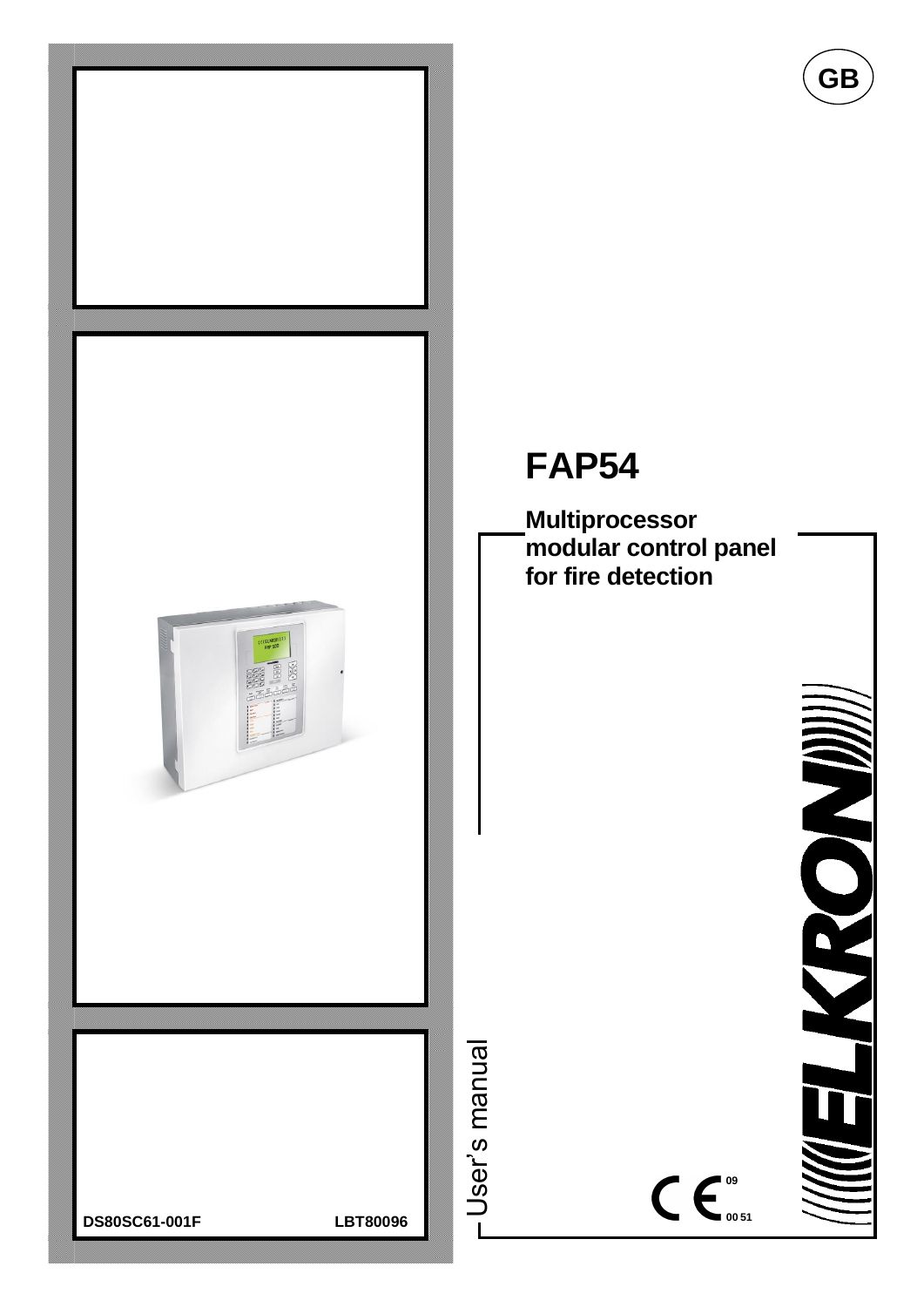GB

# FAP54

## Multiprocessor modular control panel for fire detection

User's manual

CE 09 00 51

ELKRON

DS80SC61-001F LBT80096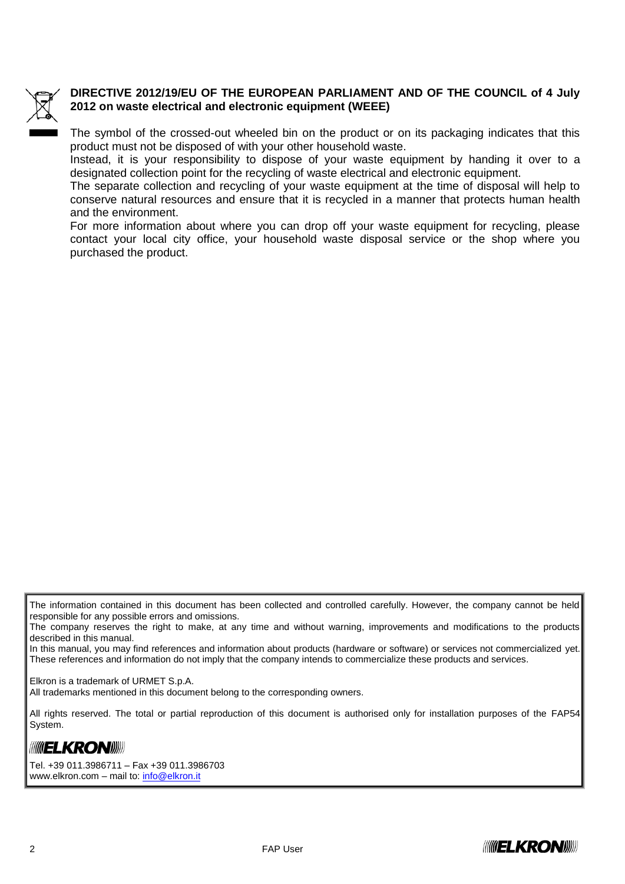**DIRECTIVE 2012/19/EU OF THE EUROPEAN PARLIAMENT AND OF THE COUNCIL of 4 July 2012 on waste electrical and electronic equipment (WEEE)**

The symbol of the crossed-out wheeled bin on the product or on its packaging indicates that this product must not be disposed of with your other household waste.
Instead, it is your responsibility to dispose of your waste equipment by handing it over to a designated collection point for the recycling of waste electrical and electronic equipment.
The separate collection and recycling of your waste equipment at the time of disposal will help to conserve natural resources and ensure that it is recycled in a manner that protects human health and the environment.
For more information about where you can drop off your waste equipment for recycling, please contact your local city office, your household waste disposal service or the shop where you purchased the product.

The information contained in this document has been collected and controlled carefully. However, the company cannot be held responsible for any possible errors and omissions.
The company reserves the right to make, at any time and without warning, improvements and modifications to the products described in this manual.
In this manual, you may find references and information about products (hardware or software) or services not commercialized yet. These references and information do not imply that the company intends to commercialize these products and services.

Elkron is a trademark of URMET S.p.A.
All trademarks mentioned in this document belong to the corresponding owners.

All rights reserved. The total or partial reproduction of this document is authorised only for installation purposes of the FAP54 System.

ELKRON

Tel. +39 011.3986711 – Fax +39 011.3986703
www.elkron.com – mail to: info@elkron.it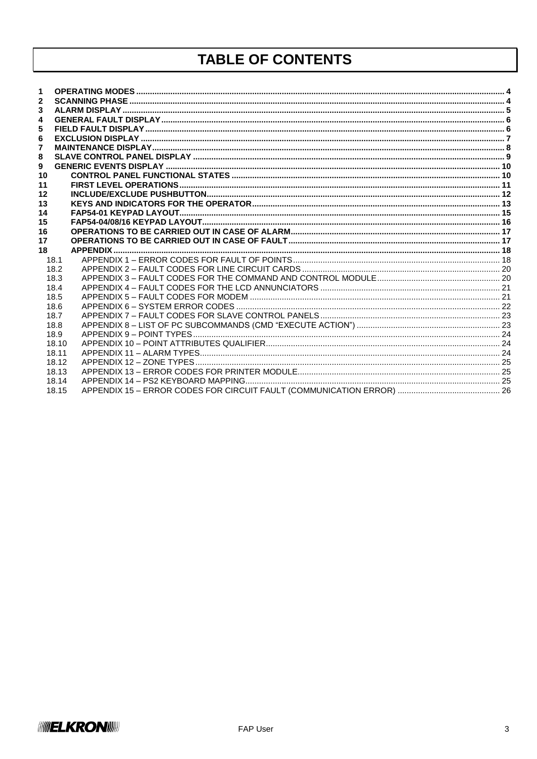# TABLE OF CONTENTS

1 **OPERATING MODES** ... 4
2 **SCANNING PHASE** ... 4
3 **ALARM DISPLAY** ... 5
4 **GENERAL FAULT DISPLAY** ... 6
5 **FIELD FAULT DISPLAY** ... 6
6 **EXCLUSION DISPLAY** ... 7
7 **MAINTENANCE DISPLAY** ... 8
8 **SLAVE CONTROL PANEL DISPLAY** ... 9
9 **GENERIC EVENTS DISPLAY** ... 10
10 **CONTROL PANEL FUNCTIONAL STATES** ... 10
11 **FIRST LEVEL OPERATIONS** ... 11
12 **INCLUDE/EXCLUDE PUSHBUTTON** ... 12
13 **KEYS AND INDICATORS FOR THE OPERATOR** ... 13
14 **FAP54-01 KEYPAD LAYOUT** ... 15
15 **FAP54-04/08/16 KEYPAD LAYOUT** ... 16
16 **OPERATIONS TO BE CARRIED OUT IN CASE OF ALARM** ... 17
17 **OPERATIONS TO BE CARRIED OUT IN CASE OF FAULT** ... 17
18 **APPENDIX** ... 18
- 18.1 APPENDIX 1 – ERROR CODES FOR FAULT OF POINTS ... 18
- 18.2 APPENDIX 2 – FAULT CODES FOR LINE CIRCUIT CARDS ... 20
- 18.3 APPENDIX 3 – FAULT CODES FOR THE COMMAND AND CONTROL MODULE ... 20
- 18.4 APPENDIX 4 – FAULT CODES FOR THE LCD ANNUNCIATORS ... 21
- 18.5 APPENDIX 5 – FAULT CODES FOR MODEM ... 21
- 18.6 APPENDIX 6 – SYSTEM ERROR CODES ... 22
- 18.7 APPENDIX 7 – FAULT CODES FOR SLAVE CONTROL PANELS ... 23
- 18.8 APPENDIX 8 – LIST OF PC SUBCOMMANDS (CMD “EXECUTE ACTION”) ... 23
- 18.9 APPENDIX 9 – POINT TYPES ... 24
- 18.10 APPENDIX 10 – POINT ATTRIBUTES QUALIFIER ... 24
- 18.11 APPENDIX 11 – ALARM TYPES ... 24
- 18.12 APPENDIX 12 – ZONE TYPES ... 25
- 18.13 APPENDIX 13 – ERROR CODES FOR PRINTER MODULE ... 25
- 18.14 APPENDIX 14 – PS2 KEYBOARD MAPPING ... 25
- 18.15 APPENDIX 15 – ERROR CODES FOR CIRCUIT FAULT (COMMUNICATION ERROR) ... 26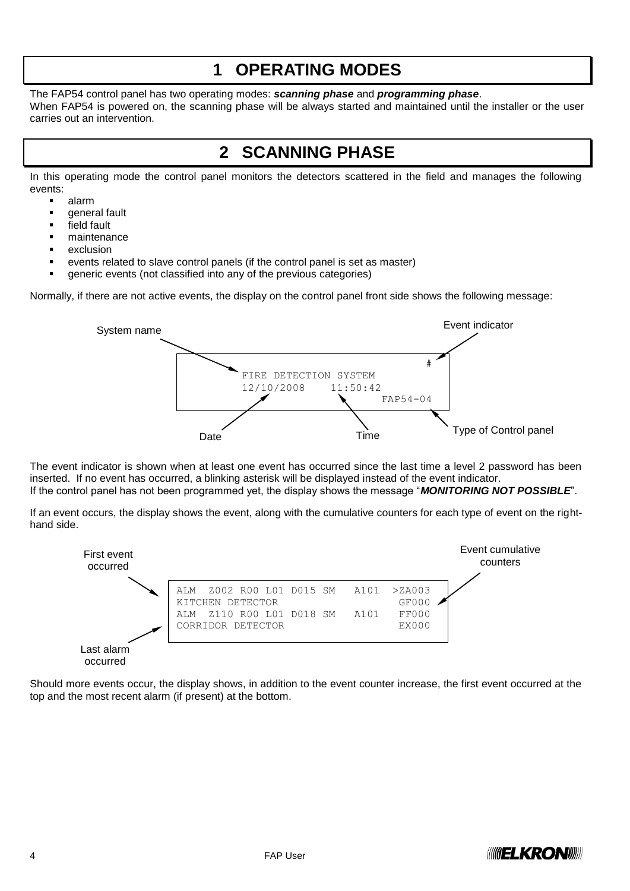# 1 OPERATING MODES

The FAP54 control panel has two operating modes: ***scanning phase*** and ***programming phase***.
When FAP54 is powered on, the scanning phase will be always started and maintained until the installer or the user carries out an intervention.

# 2 SCANNING PHASE

In this operating mode the control panel monitors the detectors scattered in the field and manages the following events:

- alarm
- general fault
- field fault
- maintenance
- exclusion
- events related to slave control panels (if the control panel is set as master)
- generic events (not classified into any of the previous categories)

Normally, if there are not active events, the display on the control panel front side shows the following message:

```
                                            #
     FIRE DETECTION SYSTEM
     12/10/2008    11:50:42
                                 FAP54-04
```

System name — Event indicator — Date — Time — Type of Control panel

The event indicator is shown when at least one event has occurred since the last time a level 2 password has been inserted. If no event has occurred, a blinking asterisk will be displayed instead of the event indicator.
If the control panel has not been programmed yet, the display shows the message "***MONITORING NOT POSSIBLE***".

If an event occurs, the display shows the event, along with the cumulative counters for each type of event on the right-hand side.

```
ALM  Z002 R00 L01 D015 SM   A101  >ZA003
KITCHEN DETECTOR                   GF000
ALM  Z110 R00 L01 D018 SM   A101   FF000
CORRIDOR DETECTOR                  EX000
```

First event occurred — Last alarm occurred — Event cumulative counters

Should more events occur, the display shows, in addition to the event counter increase, the first event occurred at the top and the most recent alarm (if present) at the bottom.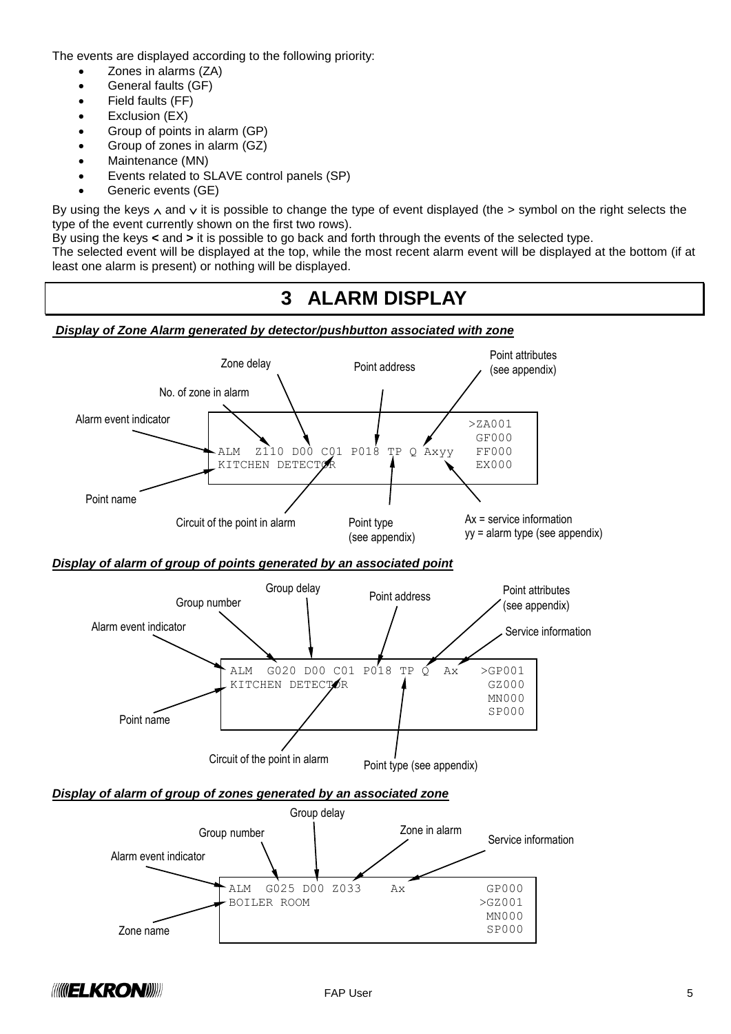The events are displayed according to the following priority:

- Zones in alarms (ZA)
- General faults (GF)
- Field faults (FF)
- Exclusion (EX)
- Group of points in alarm (GP)
- Group of zones in alarm (GZ)
- Maintenance (MN)
- Events related to SLAVE control panels (SP)
- Generic events (GE)

By using the keys ∧ and ∨ it is possible to change the type of event displayed (the > symbol on the right selects the type of the event currently shown on the first two rows).

By using the keys **<** and **>** it is possible to go back and forth through the events of the selected type.

The selected event will be displayed at the top, while the most recent alarm event will be displayed at the bottom (if at least one alarm is present) or nothing will be displayed.

# 3 ALARM DISPLAY

***Display of Zone Alarm generated by detector/pushbutton associated with zone***

```
                                                   >ZA001
                                                    GF000
ALM  Z110 D00 C01 P018 TP Q Axyy                    FF000
KITCHEN DETECTOR                                    EX000
```

Labels: Alarm event indicator (ALM); No. of zone in alarm (Z110); Zone delay (D00); Circuit of the point in alarm (C01); Point address (P018); Point type (see appendix) (TP); Point attributes (see appendix) (Q); Ax = service information, yy = alarm type (see appendix) (Axyy); Point name (KITCHEN DETECTOR).

***Display of alarm of group of points generated by an associated point***

```
ALM  G020 D00 C01 P018 TP Q  Ax    >GP001
KITCHEN DETECTOR                    GZ000
                                    MN000
                                    SP000
```

Labels: Alarm event indicator (ALM); Group number (G020); Group delay (D00); Circuit of the point in alarm (C01); Point address (P018); Point type (see appendix) (TP); Point attributes (see appendix) (Q); Service information (Ax); Point name (KITCHEN DETECTOR).

***Display of alarm of group of zones generated by an associated zone***

```
ALM  G025 D00 Z033    Ax           GP000
BOILER ROOM                       >GZ001
                                   MN000
                                   SP000
```

Labels: Alarm event indicator (ALM); Group number (G025); Group delay (D00); Zone in alarm (Z033); Service information (Ax); Zone name (BOILER ROOM).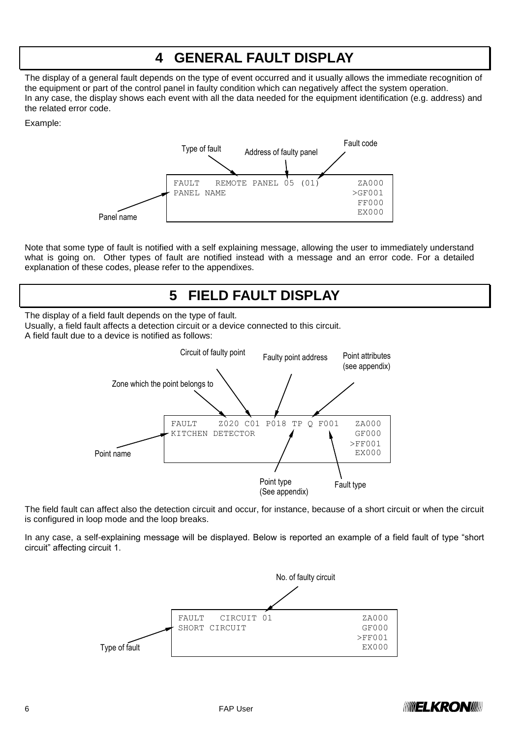# 4 GENERAL FAULT DISPLAY

The display of a general fault depends on the type of event occurred and it usually allows the immediate recognition of the equipment or part of the control panel in faulty condition which can negatively affect the system operation.
In any case, the display shows each event with all the data needed for the equipment identification (e.g. address) and the related error code.

Example:

Type of fault — Address of faulty panel — Fault code — Panel name

```
FAULT   REMOTE PANEL 05 (01)        ZA000
PANEL NAME                         >GF001
                                    FF000
                                    EX000
```

Note that some type of fault is notified with a self explaining message, allowing the user to immediately understand what is going on. Other types of fault are notified instead with a message and an error code. For a detailed explanation of these codes, please refer to the appendixes.

# 5 FIELD FAULT DISPLAY

The display of a field fault depends on the type of fault.
Usually, a field fault affects a detection circuit or a device connected to this circuit.
A field fault due to a device is notified as follows:

Zone which the point belongs to — Circuit of faulty point — Faulty point address — Point attributes (see appendix) — Point name — Point type (See appendix) — Fault type

```
FAULT    Z020 C01 P018 TP Q F001   ZA000
KITCHEN DETECTOR                   GF000
                                  >FF001
                                   EX000
```

The field fault can affect also the detection circuit and occur, for instance, because of a short circuit or when the circuit is configured in loop mode and the loop breaks.

In any case, a self-explaining message will be displayed. Below is reported an example of a field fault of type "short circuit" affecting circuit 1.

No. of faulty circuit — Type of fault

```
FAULT   CIRCUIT 01                 ZA000
SHORT CIRCUIT                      GF000
                                  >FF001
                                   EX000
```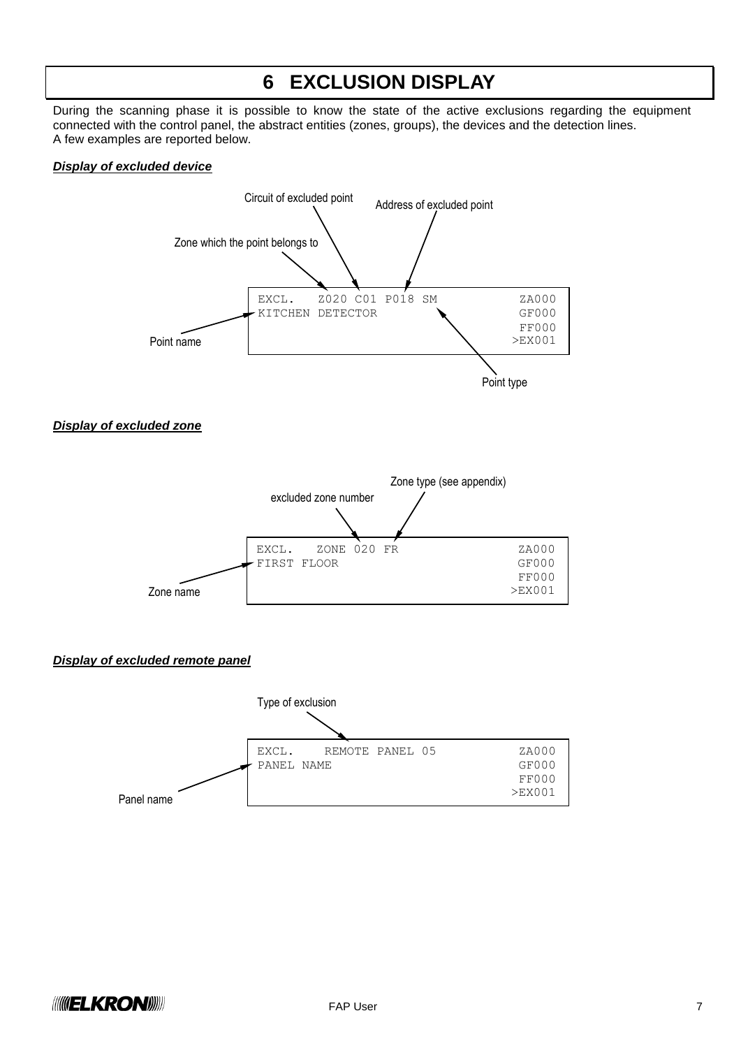# 6 EXCLUSION DISPLAY

During the scanning phase it is possible to know the state of the active exclusions regarding the equipment connected with the control panel, the abstract entities (zones, groups), the devices and the detection lines.
A few examples are reported below.

***Display of excluded device***

Circuit of excluded point

Address of excluded point

Zone which the point belongs to

```
EXCL.   Z020 C01 P018 SM          ZA000
KITCHEN DETECTOR                  GF000
                                  FF000
                                 >EX001
```

Point name

Point type

***Display of excluded zone***

Zone type (see appendix)

excluded zone number

```
EXCL.   ZONE 020 FR               ZA000
FIRST FLOOR                       GF000
                                  FF000
                                 >EX001
```

Zone name

***Display of excluded remote panel***

Type of exclusion

```
EXCL.    REMOTE PANEL 05          ZA000
PANEL NAME                        GF000
                                  FF000
                                 >EX001
```

Panel name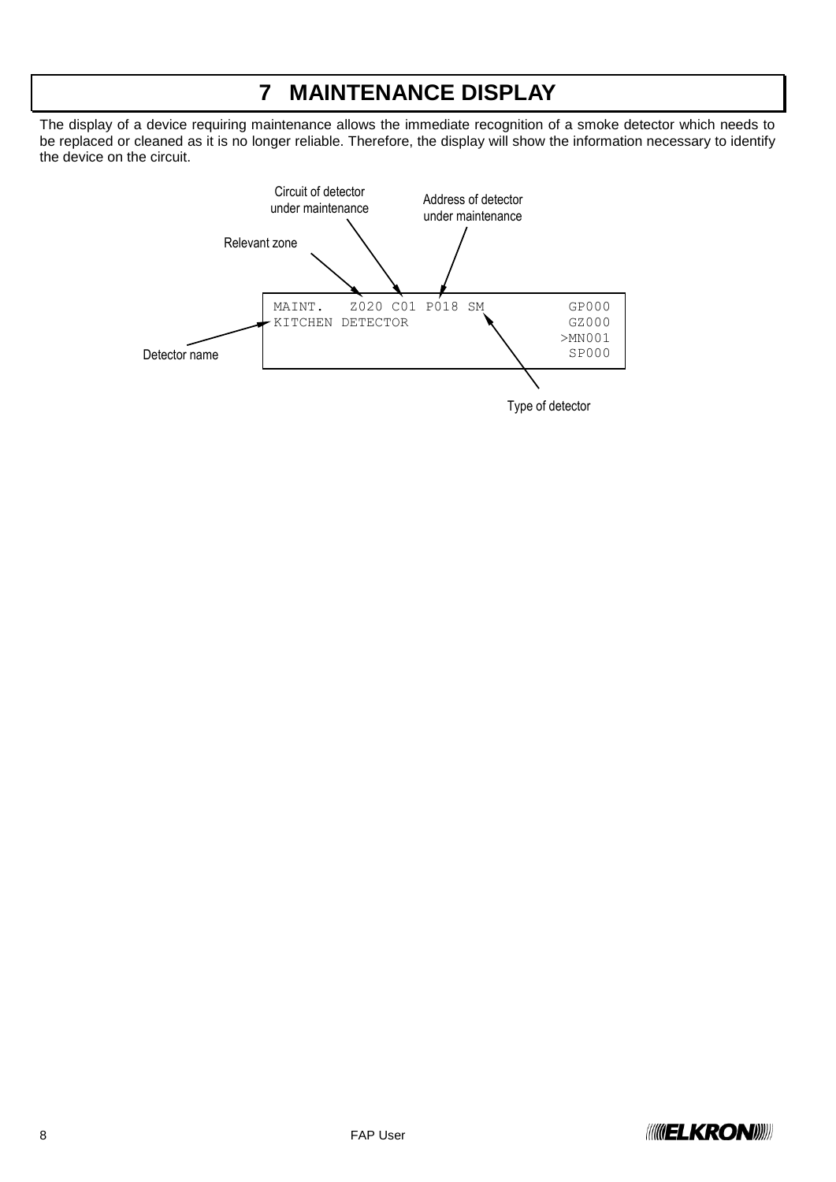# 7 MAINTENANCE DISPLAY

The display of a device requiring maintenance allows the immediate recognition of a smoke detector which needs to be replaced or cleaned as it is no longer reliable. Therefore, the display will show the information necessary to identify the device on the circuit.

Circuit of detector under maintenance

Address of detector under maintenance

Relevant zone

```
MAINT.   Z020 C01 P018 SM        GP000
KITCHEN DETECTOR                 GZ000
                                >MN001
                                 SP000
```

Detector name

Type of detector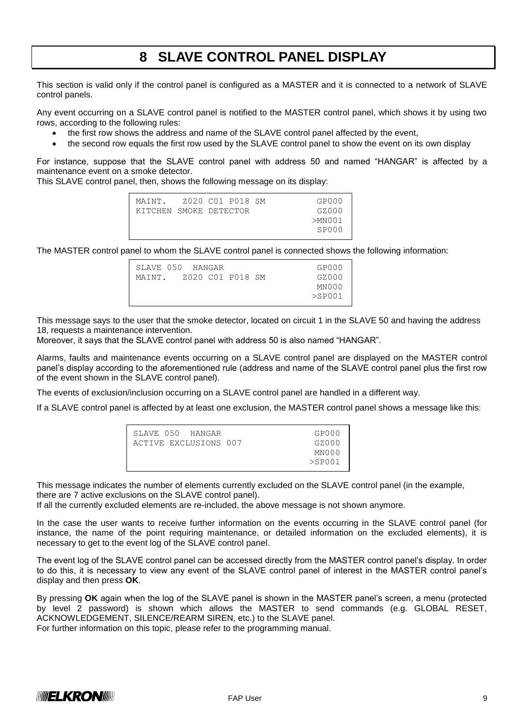# 8 SLAVE CONTROL PANEL DISPLAY

This section is valid only if the control panel is configured as a MASTER and it is connected to a network of SLAVE control panels.

Any event occurring on a SLAVE control panel is notified to the MASTER control panel, which shows it by using two rows, according to the following rules:

- the first row shows the address and name of the SLAVE control panel affected by the event,
- the second row equals the first row used by the SLAVE control panel to show the event on its own display

For instance, suppose that the SLAVE control panel with address 50 and named "HANGAR" is affected by a maintenance event on a smoke detector.
This SLAVE control panel, then, shows the following message on its display:

```
MAINT.   Z020 C01 P018 SM         GP000
KITCHEN SMOKE DETECTOR            GZ000
                                 >MN001
                                  SP000
```

The MASTER control panel to whom the SLAVE control panel is connected shows the following information:

```
SLAVE 050  HANGAR                 GP000
MAINT.   Z020 C01 P018 SM         GZ000
                                  MN000
                                 >SP001
```

This message says to the user that the smoke detector, located on circuit 1 in the SLAVE 50 and having the address 18, requests a maintenance intervention.
Moreover, it says that the SLAVE control panel with address 50 is also named "HANGAR".

Alarms, faults and maintenance events occurring on a SLAVE control panel are displayed on the MASTER control panel's display according to the aforementioned rule (address and name of the SLAVE control panel plus the first row of the event shown in the SLAVE control panel).

The events of exclusion/inclusion occurring on a SLAVE control panel are handled in a different way.

If a SLAVE control panel is affected by at least one exclusion, the MASTER control panel shows a message like this:

```
SLAVE 050  HANGAR                 GP000
ACTIVE EXCLUSIONS 007             GZ000
                                  MN000
                                 >SP001
```

This message indicates the number of elements currently excluded on the SLAVE control panel (in the example, there are 7 active exclusions on the SLAVE control panel).
If all the currently excluded elements are re-included, the above message is not shown anymore.

In the case the user wants to receive further information on the events occurring in the SLAVE control panel (for instance, the name of the point requiring maintenance, or detailed information on the excluded elements), it is necessary to get to the event log of the SLAVE control panel.

The event log of the SLAVE control panel can be accessed directly from the MASTER control panel's display. In order to do this, it is necessary to view any event of the SLAVE control panel of interest in the MASTER control panel's display and then press **OK**.

By pressing **OK** again when the log of the SLAVE panel is shown in the MASTER panel's screen, a menu (protected by level 2 password) is shown which allows the MASTER to send commands (e.g. GLOBAL RESET, ACKNOWLEDGEMENT, SILENCE/REARM SIREN, etc.) to the SLAVE panel.
For further information on this topic, please refer to the programming manual.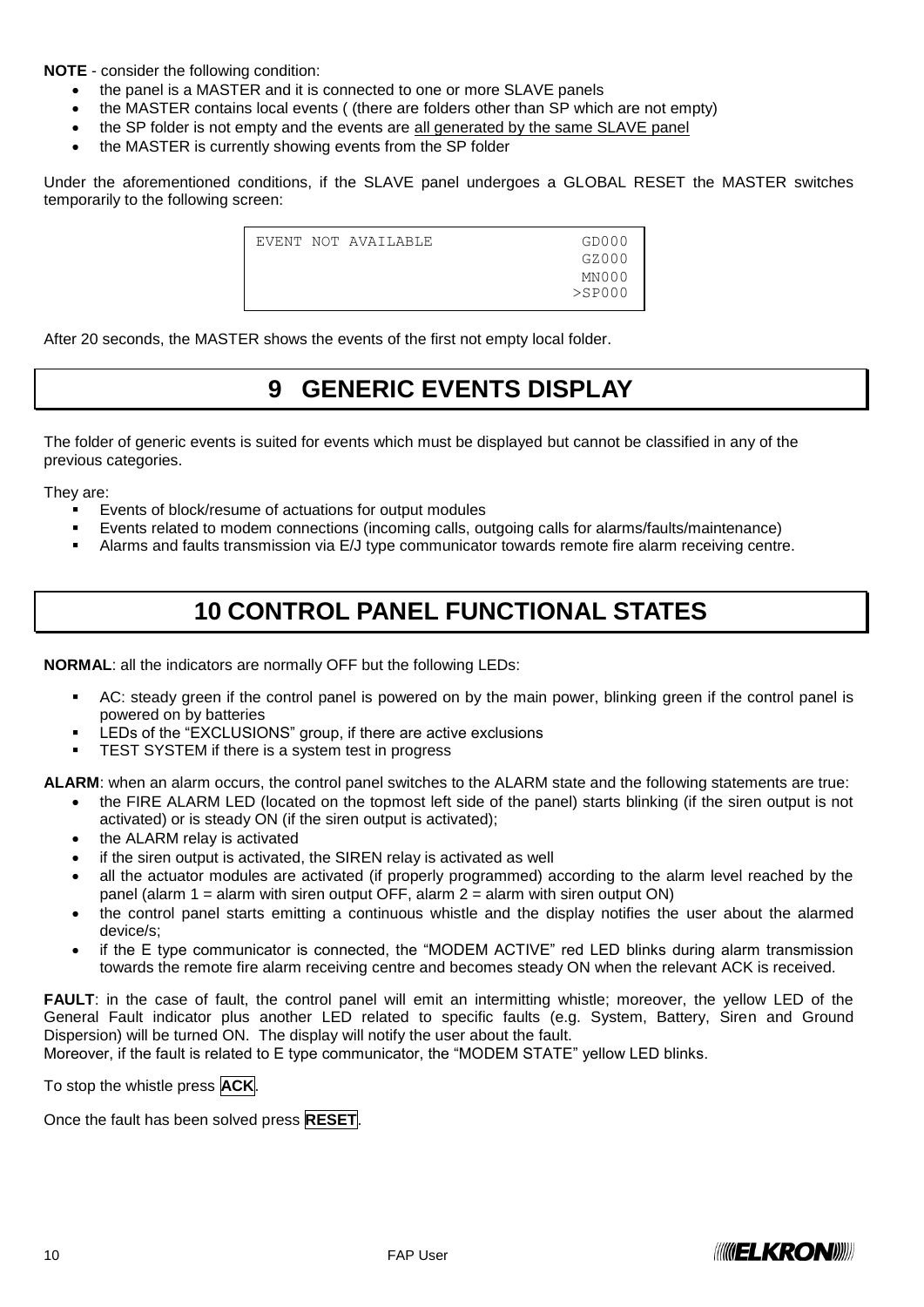**NOTE** - consider the following condition:

- the panel is a MASTER and it is connected to one or more SLAVE panels
- the MASTER contains local events ( (there are folders other than SP which are not empty)
- the SP folder is not empty and the events are all generated by the same SLAVE panel
- the MASTER is currently showing events from the SP folder

Under the aforementioned conditions, if the SLAVE panel undergoes a GLOBAL RESET the MASTER switches temporarily to the following screen:

```
EVENT NOT AVAILABLE              GD000
                                 GZ000
                                 MN000
                                >SP000
```

After 20 seconds, the MASTER shows the events of the first not empty local folder.

# 9 GENERIC EVENTS DISPLAY

The folder of generic events is suited for events which must be displayed but cannot be classified in any of the previous categories.

They are:

- Events of block/resume of actuations for output modules
- Events related to modem connections (incoming calls, outgoing calls for alarms/faults/maintenance)
- Alarms and faults transmission via E/J type communicator towards remote fire alarm receiving centre.

# 10 CONTROL PANEL FUNCTIONAL STATES

**NORMAL**: all the indicators are normally OFF but the following LEDs:

- AC: steady green if the control panel is powered on by the main power, blinking green if the control panel is powered on by batteries
- LEDs of the "EXCLUSIONS" group, if there are active exclusions
- TEST SYSTEM if there is a system test in progress

**ALARM**: when an alarm occurs, the control panel switches to the ALARM state and the following statements are true:

- the FIRE ALARM LED (located on the topmost left side of the panel) starts blinking (if the siren output is not activated) or is steady ON (if the siren output is activated);
- the ALARM relay is activated
- if the siren output is activated, the SIREN relay is activated as well
- all the actuator modules are activated (if properly programmed) according to the alarm level reached by the panel (alarm 1 = alarm with siren output OFF, alarm 2 = alarm with siren output ON)
- the control panel starts emitting a continuous whistle and the display notifies the user about the alarmed device/s;
- if the E type communicator is connected, the "MODEM ACTIVE" red LED blinks during alarm transmission towards the remote fire alarm receiving centre and becomes steady ON when the relevant ACK is received.

**FAULT**: in the case of fault, the control panel will emit an intermitting whistle; moreover, the yellow LED of the General Fault indicator plus another LED related to specific faults (e.g. System, Battery, Siren and Ground Dispersion) will be turned ON. The display will notify the user about the fault.
Moreover, if the fault is related to E type communicator, the "MODEM STATE" yellow LED blinks.

To stop the whistle press **ACK**.

Once the fault has been solved press **RESET**.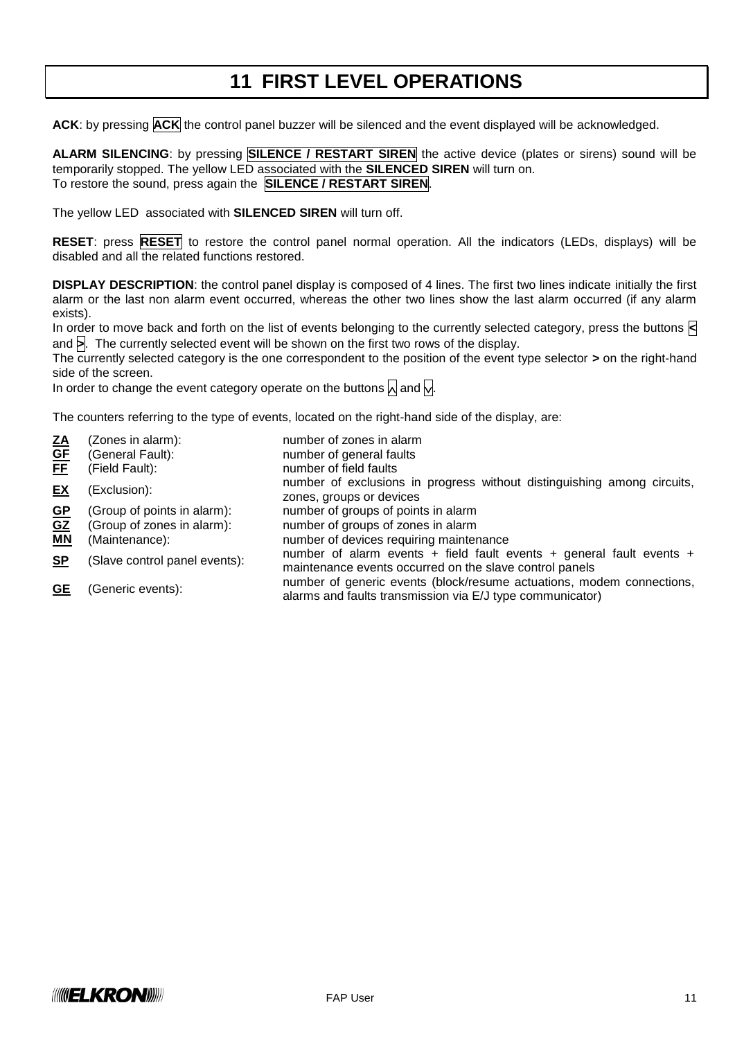# 11 FIRST LEVEL OPERATIONS

**ACK**: by pressing **ACK** the control panel buzzer will be silenced and the event displayed will be acknowledged.

**ALARM SILENCING**: by pressing **SILENCE / RESTART SIREN** the active device (plates or sirens) sound will be temporarily stopped. The yellow LED associated with the **SILENCED SIREN** will turn on.
To restore the sound, press again the **SILENCE / RESTART SIREN**.

The yellow LED associated with **SILENCED SIREN** will turn off.

**RESET**: press **RESET** to restore the control panel normal operation. All the indicators (LEDs, displays) will be disabled and all the related functions restored.

**DISPLAY DESCRIPTION**: the control panel display is composed of 4 lines. The first two lines indicate initially the first alarm or the last non alarm event occurred, whereas the other two lines show the last alarm occurred (if any alarm exists).
In order to move back and forth on the list of events belonging to the currently selected category, press the buttons < and >. The currently selected event will be shown on the first two rows of the display.
The currently selected category is the one correspondent to the position of the event type selector **>** on the right-hand side of the screen.
In order to change the event category operate on the buttons ^ and v.

The counters referring to the type of events, located on the right-hand side of the display, are:

| | | |
|---|---|---|
| **ZA** | (Zones in alarm): | number of zones in alarm |
| **GF** | (General Fault): | number of general faults |
| **FF** | (Field Fault): | number of field faults |
| **EX** | (Exclusion): | number of exclusions in progress without distinguishing among circuits, zones, groups or devices |
| **GP** | (Group of points in alarm): | number of groups of points in alarm |
| **GZ** | (Group of zones in alarm): | number of groups of zones in alarm |
| **MN** | (Maintenance): | number of devices requiring maintenance |
| **SP** | (Slave control panel events): | number of alarm events + field fault events + general fault events + maintenance events occurred on the slave control panels |
| **GE** | (Generic events): | number of generic events (block/resume actuations, modem connections, alarms and faults transmission via E/J type communicator) |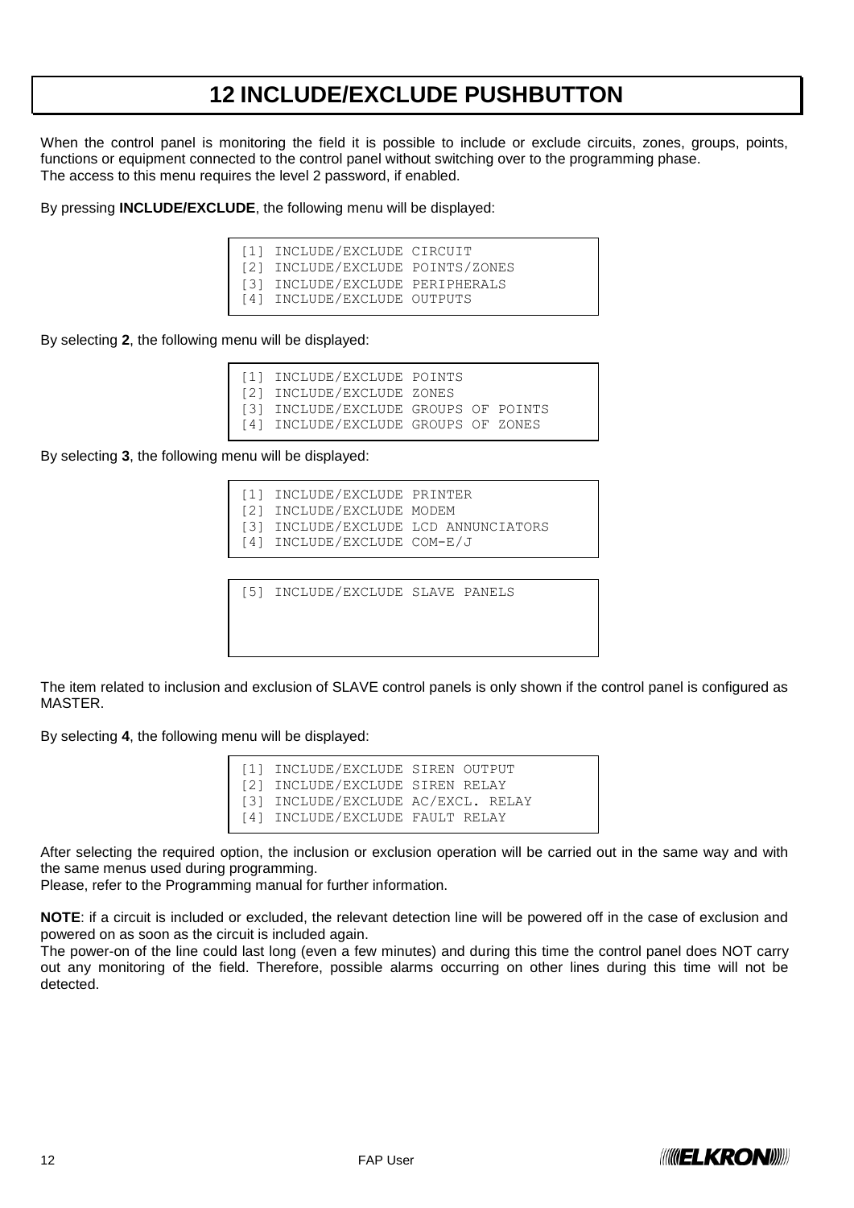# 12 INCLUDE/EXCLUDE PUSHBUTTON

When the control panel is monitoring the field it is possible to include or exclude circuits, zones, groups, points, functions or equipment connected to the control panel without switching over to the programming phase.
The access to this menu requires the level 2 password, if enabled.

By pressing **INCLUDE/EXCLUDE**, the following menu will be displayed:

```
[1] INCLUDE/EXCLUDE CIRCUIT
[2] INCLUDE/EXCLUDE POINTS/ZONES
[3] INCLUDE/EXCLUDE PERIPHERALS
[4] INCLUDE/EXCLUDE OUTPUTS
```

By selecting **2**, the following menu will be displayed:

```
[1] INCLUDE/EXCLUDE POINTS
[2] INCLUDE/EXCLUDE ZONES
[3] INCLUDE/EXCLUDE GROUPS OF POINTS
[4] INCLUDE/EXCLUDE GROUPS OF ZONES
```

By selecting **3**, the following menu will be displayed:

```
[1] INCLUDE/EXCLUDE PRINTER
[2] INCLUDE/EXCLUDE MODEM
[3] INCLUDE/EXCLUDE LCD ANNUNCIATORS
[4] INCLUDE/EXCLUDE COM-E/J
```

```
[5] INCLUDE/EXCLUDE SLAVE PANELS
```

The item related to inclusion and exclusion of SLAVE control panels is only shown if the control panel is configured as MASTER.

By selecting **4**, the following menu will be displayed:

```
[1] INCLUDE/EXCLUDE SIREN OUTPUT
[2] INCLUDE/EXCLUDE SIREN RELAY
[3] INCLUDE/EXCLUDE AC/EXCL. RELAY
[4] INCLUDE/EXCLUDE FAULT RELAY
```

After selecting the required option, the inclusion or exclusion operation will be carried out in the same way and with the same menus used during programming.
Please, refer to the Programming manual for further information.

**NOTE**: if a circuit is included or excluded, the relevant detection line will be powered off in the case of exclusion and powered on as soon as the circuit is included again.
The power-on of the line could last long (even a few minutes) and during this time the control panel does NOT carry out any monitoring of the field. Therefore, possible alarms occurring on other lines during this time will not be detected.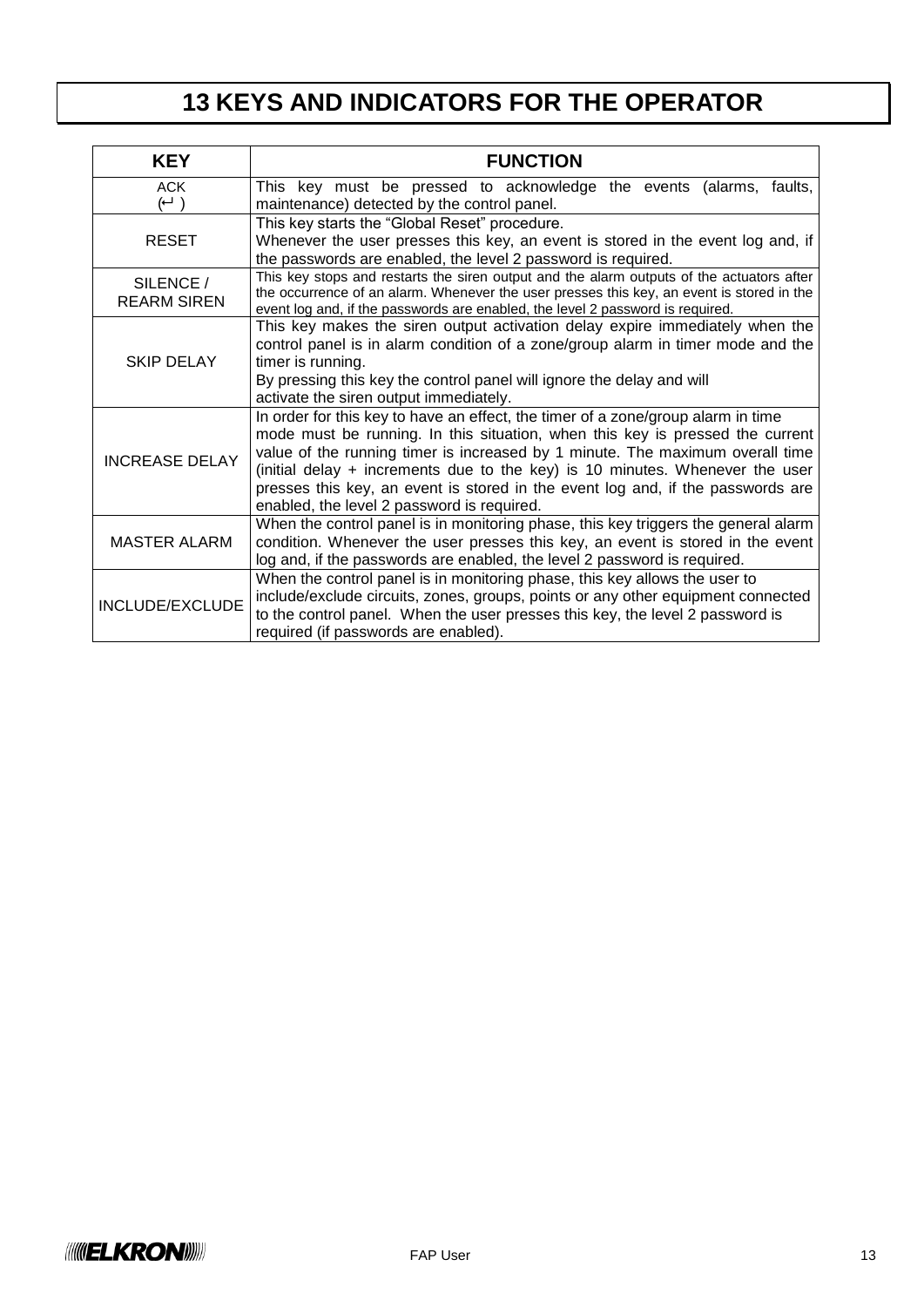# 13 KEYS AND INDICATORS FOR THE OPERATOR

| KEY | FUNCTION |
|---|---|
| ACK (↵ ) | This key must be pressed to acknowledge the events (alarms, faults, maintenance) detected by the control panel. |
| RESET | This key starts the “Global Reset” procedure.<br>Whenever the user presses this key, an event is stored in the event log and, if the passwords are enabled, the level 2 password is required. |
| SILENCE / REARM SIREN | This key stops and restarts the siren output and the alarm outputs of the actuators after the occurrence of an alarm. Whenever the user presses this key, an event is stored in the event log and, if the passwords are enabled, the level 2 password is required. |
| SKIP DELAY | This key makes the siren output activation delay expire immediately when the control panel is in alarm condition of a zone/group alarm in timer mode and the timer is running.<br>By pressing this key the control panel will ignore the delay and will activate the siren output immediately. |
| INCREASE DELAY | In order for this key to have an effect, the timer of a zone/group alarm in time mode must be running. In this situation, when this key is pressed the current value of the running timer is increased by 1 minute. The maximum overall time (initial delay + increments due to the key) is 10 minutes. Whenever the user presses this key, an event is stored in the event log and, if the passwords are enabled, the level 2 password is required. |
| MASTER ALARM | When the control panel is in monitoring phase, this key triggers the general alarm condition. Whenever the user presses this key, an event is stored in the event log and, if the passwords are enabled, the level 2 password is required. |
| INCLUDE/EXCLUDE | When the control panel is in monitoring phase, this key allows the user to include/exclude circuits, zones, groups, points or any other equipment connected to the control panel. When the user presses this key, the level 2 password is required (if passwords are enabled). |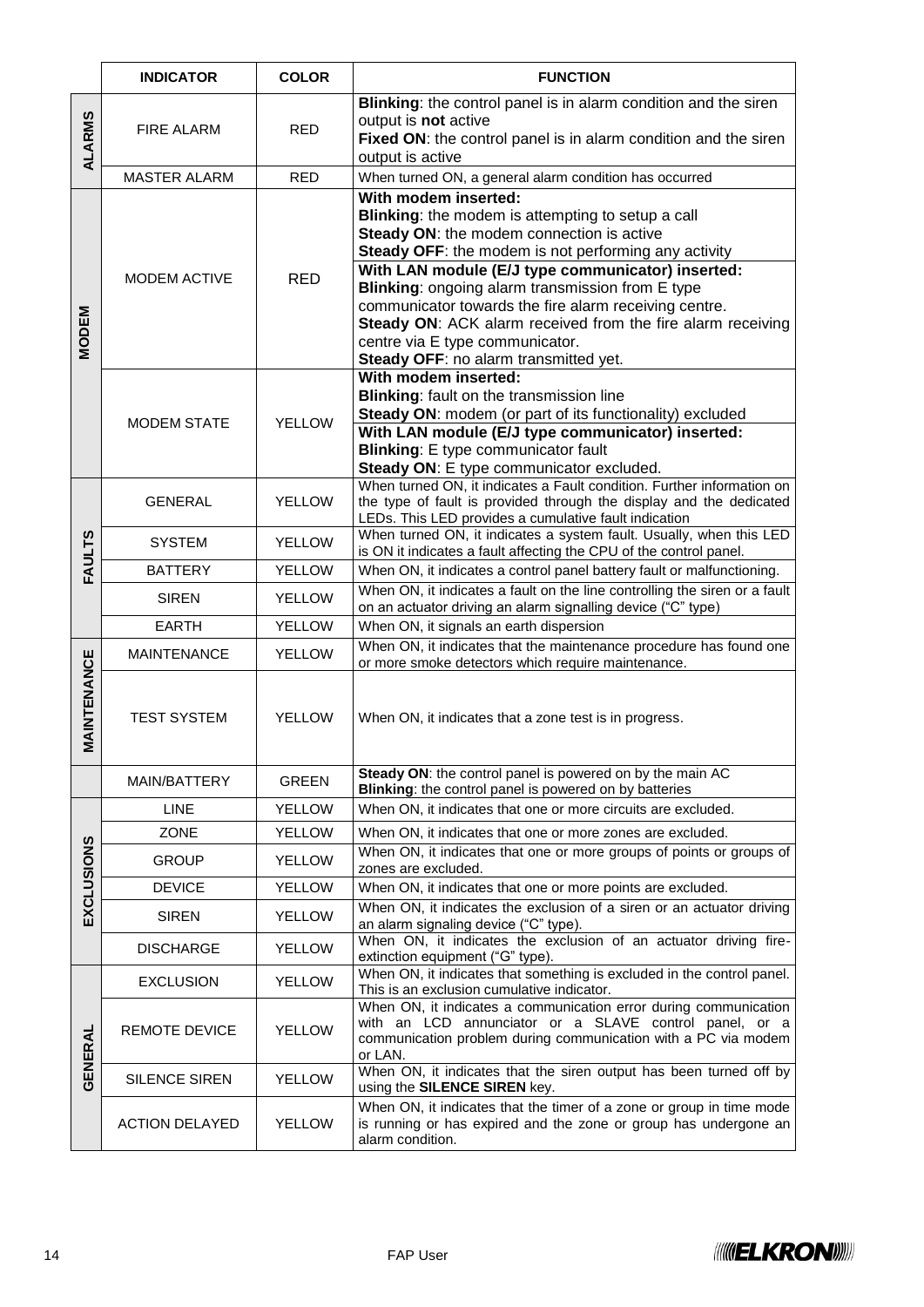| | INDICATOR | COLOR | FUNCTION |
|---|---|---|---|
| ALARMS | FIRE ALARM | RED | **Blinking**: the control panel is in alarm condition and the siren output is **not** active<br>**Fixed ON**: the control panel is in alarm condition and the siren output is active |
| | MASTER ALARM | RED | When turned ON, a general alarm condition has occurred |
| MODEM | MODEM ACTIVE | RED | **With modem inserted:**<br>**Blinking**: the modem is attempting to setup a call<br>**Steady ON**: the modem connection is active<br>**Steady OFF**: the modem is not performing any activity<br>**With LAN module (E/J type communicator) inserted:**<br>**Blinking**: ongoing alarm transmission from E type communicator towards the fire alarm receiving centre.<br>**Steady ON**: ACK alarm received from the fire alarm receiving centre via E type communicator.<br>**Steady OFF**: no alarm transmitted yet. |
| | MODEM STATE | YELLOW | **With modem inserted:**<br>**Blinking**: fault on the transmission line<br>**Steady ON**: modem (or part of its functionality) excluded<br>**With LAN module (E/J type communicator) inserted:**<br>**Blinking**: E type communicator fault<br>**Steady ON**: E type communicator excluded. |
| FAULTS | GENERAL | YELLOW | When turned ON, it indicates a Fault condition. Further information on the type of fault is provided through the display and the dedicated LEDs. This LED provides a cumulative fault indication |
| | SYSTEM | YELLOW | When turned ON, it indicates a system fault. Usually, when this LED is ON it indicates a fault affecting the CPU of the control panel. |
| | BATTERY | YELLOW | When ON, it indicates a control panel battery fault or malfunctioning. |
| | SIREN | YELLOW | When ON, it indicates a fault on the line controlling the siren or a fault on an actuator driving an alarm signalling device ("C" type) |
| | EARTH | YELLOW | When ON, it signals an earth dispersion |
| MAINTENANCE | MAINTENANCE | YELLOW | When ON, it indicates that the maintenance procedure has found one or more smoke detectors which require maintenance. |
| | TEST SYSTEM | YELLOW | When ON, it indicates that a zone test is in progress. |
| | MAIN/BATTERY | GREEN | **Steady ON**: the control panel is powered on by the main AC<br>**Blinking**: the control panel is powered on by batteries |
| EXCLUSIONS | LINE | YELLOW | When ON, it indicates that one or more circuits are excluded. |
| | ZONE | YELLOW | When ON, it indicates that one or more zones are excluded. |
| | GROUP | YELLOW | When ON, it indicates that one or more groups of points or groups of zones are excluded. |
| | DEVICE | YELLOW | When ON, it indicates that one or more points are excluded. |
| | SIREN | YELLOW | When ON, it indicates the exclusion of a siren or an actuator driving an alarm signaling device ("C" type). |
| | DISCHARGE | YELLOW | When ON, it indicates the exclusion of an actuator driving fire-extinction equipment ("G" type). |
| GENERAL | EXCLUSION | YELLOW | When ON, it indicates that something is excluded in the control panel. This is an exclusion cumulative indicator. |
| | REMOTE DEVICE | YELLOW | When ON, it indicates a communication error during communication with an LCD annunciator or a SLAVE control panel, or a communication problem during communication with a PC via modem or LAN. |
| | SILENCE SIREN | YELLOW | When ON, it indicates that the siren output has been turned off by using the **SILENCE SIREN** key. |
| | ACTION DELAYED | YELLOW | When ON, it indicates that the timer of a zone or group in time mode is running or has expired and the zone or group has undergone an alarm condition. |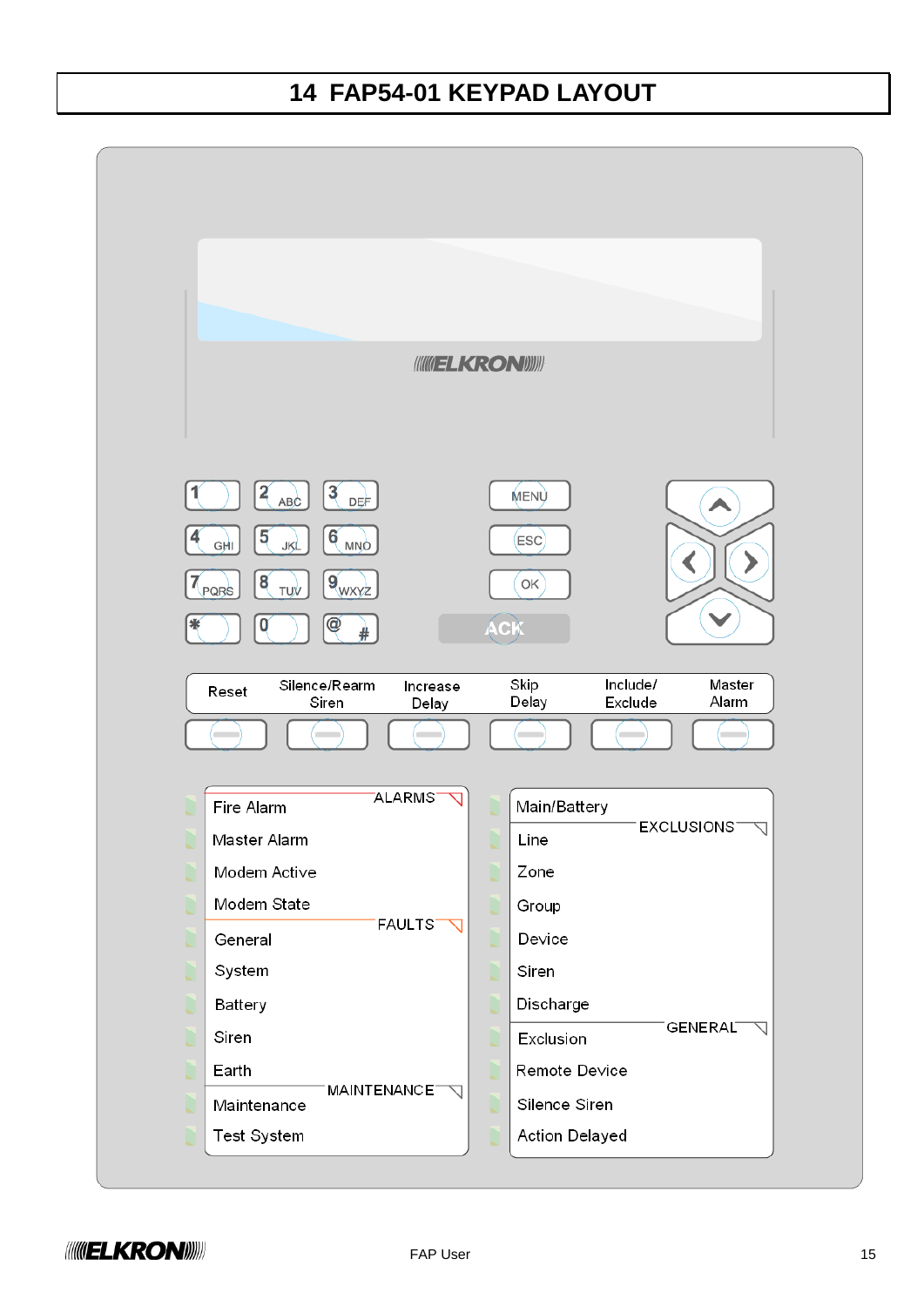# 14 FAP54-01 KEYPAD LAYOUT

ELKRON

1 | 2 ABC | 3 DEF
4 GHI | 5 JKL | 6 MNO
7 PQRS | 8 TUV | 9 WXYZ
* | 0 | @ #

MENU
ESC
OK
ACK

Reset | Silence/Rearm Siren | Increase Delay | Skip Delay | Include/ Exclude | Master Alarm

ALARMS
- Fire Alarm
- Master Alarm
- Modem Active
- Modem State

FAULTS
- General
- System
- Battery
- Siren
- Earth

MAINTENANCE
- Maintenance
- Test System

- Main/Battery

EXCLUSIONS
- Line
- Zone
- Group
- Device
- Siren
- Discharge

GENERAL
- Exclusion
- Remote Device
- Silence Siren
- Action Delayed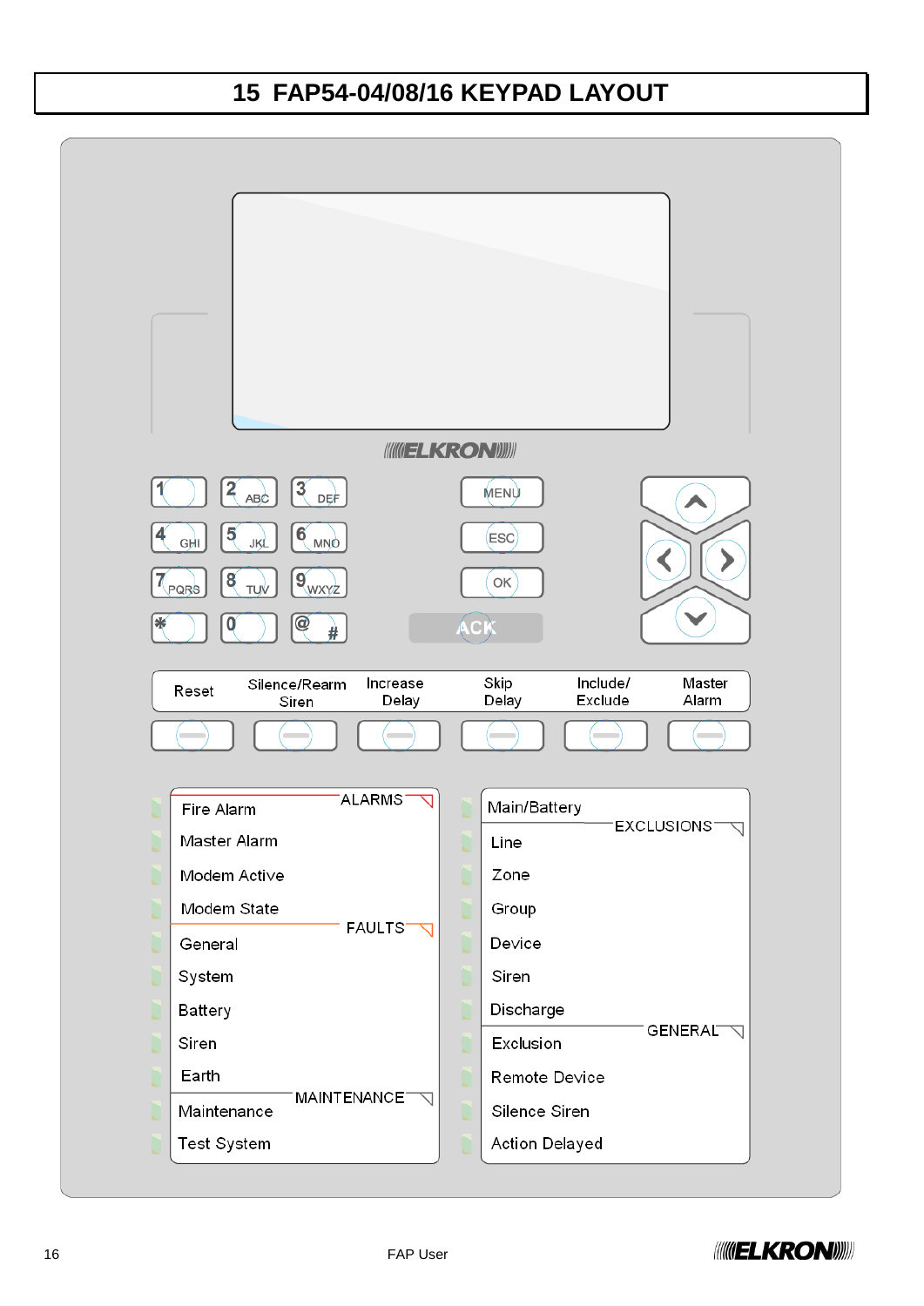# 15 FAP54-04/08/16 KEYPAD LAYOUT

ELKRON

1 | 2 ABC | 3 DEF
4 GHI | 5 JKL | 6 MNO
7 PQRS | 8 TUV | 9 WXYZ
* | 0 | @ #

MENU
ESC
OK
ACK

| Reset | Silence/Rearm Siren | Increase Delay | Skip Delay | Include/ Exclude | Master Alarm |
|---|---|---|---|---|---|

**ALARMS**
- Fire Alarm
- Master Alarm
- Modem Active
- Modem State

**FAULTS**
- General
- System
- Battery
- Siren
- Earth

**MAINTENANCE**
- Maintenance
- Test System

Main/Battery

**EXCLUSIONS**
- Line
- Zone
- Group
- Device
- Siren
- Discharge

**GENERAL**
- Exclusion
- Remote Device
- Silence Siren
- Action Delayed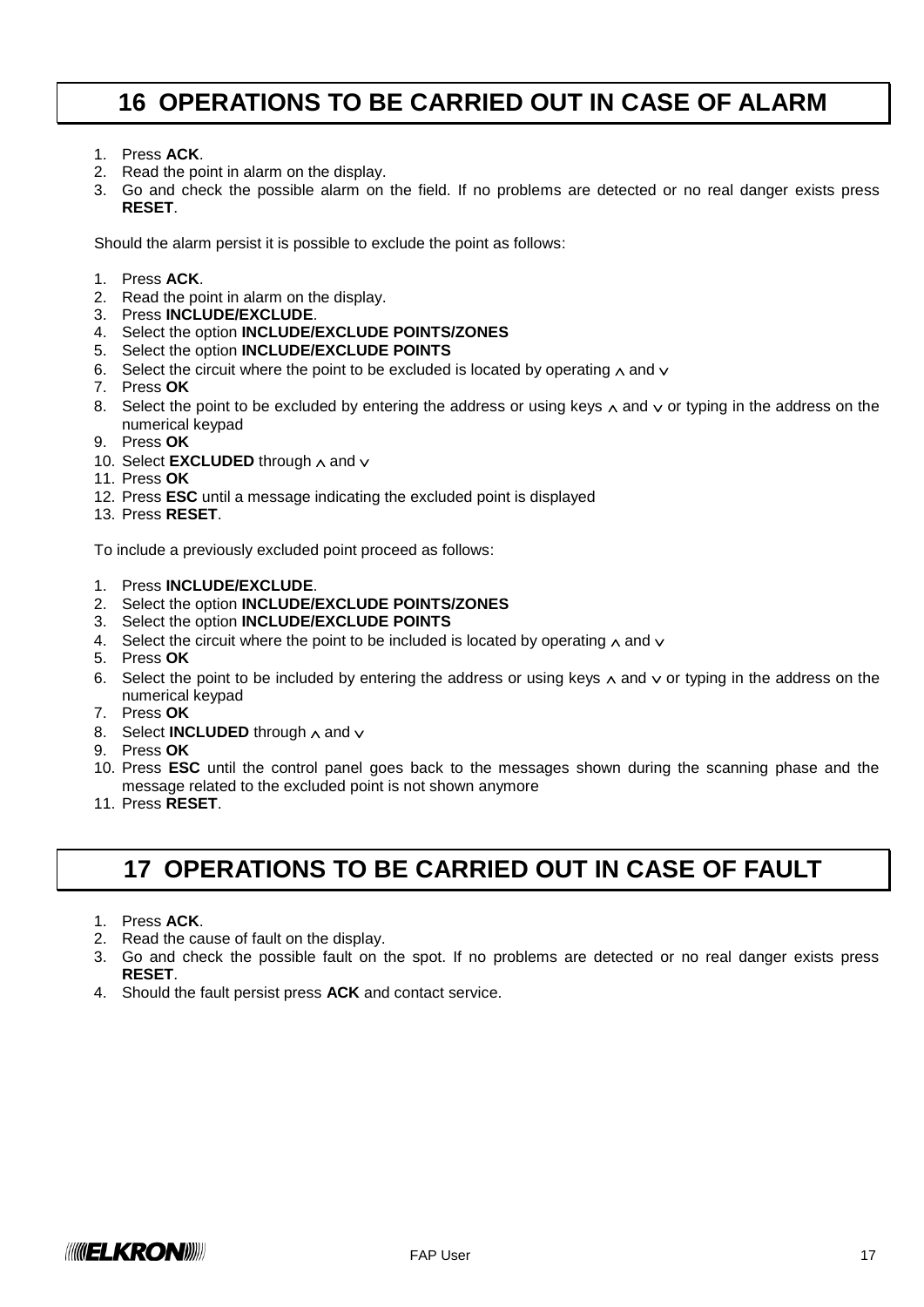# 16 OPERATIONS TO BE CARRIED OUT IN CASE OF ALARM

1. Press **ACK**.
2. Read the point in alarm on the display.
3. Go and check the possible alarm on the field. If no problems are detected or no real danger exists press **RESET**.

Should the alarm persist it is possible to exclude the point as follows:

1. Press **ACK**.
2. Read the point in alarm on the display.
3. Press **INCLUDE/EXCLUDE**.
4. Select the option **INCLUDE/EXCLUDE POINTS/ZONES**
5. Select the option **INCLUDE/EXCLUDE POINTS**
6. Select the circuit where the point to be excluded is located by operating ∧ and ∨
7. Press **OK**
8. Select the point to be excluded by entering the address or using keys ∧ and ∨ or typing in the address on the numerical keypad
9. Press **OK**
10. Select **EXCLUDED** through ∧ and ∨
11. Press **OK**
12. Press **ESC** until a message indicating the excluded point is displayed
13. Press **RESET**.

To include a previously excluded point proceed as follows:

1. Press **INCLUDE/EXCLUDE**.
2. Select the option **INCLUDE/EXCLUDE POINTS/ZONES**
3. Select the option **INCLUDE/EXCLUDE POINTS**
4. Select the circuit where the point to be included is located by operating ∧ and ∨
5. Press **OK**
6. Select the point to be included by entering the address or using keys ∧ and ∨ or typing in the address on the numerical keypad
7. Press **OK**
8. Select **INCLUDED** through ∧ and ∨
9. Press **OK**
10. Press **ESC** until the control panel goes back to the messages shown during the scanning phase and the message related to the excluded point is not shown anymore
11. Press **RESET**.

# 17 OPERATIONS TO BE CARRIED OUT IN CASE OF FAULT

1. Press **ACK**.
2. Read the cause of fault on the display.
3. Go and check the possible fault on the spot. If no problems are detected or no real danger exists press **RESET**.
4. Should the fault persist press **ACK** and contact service.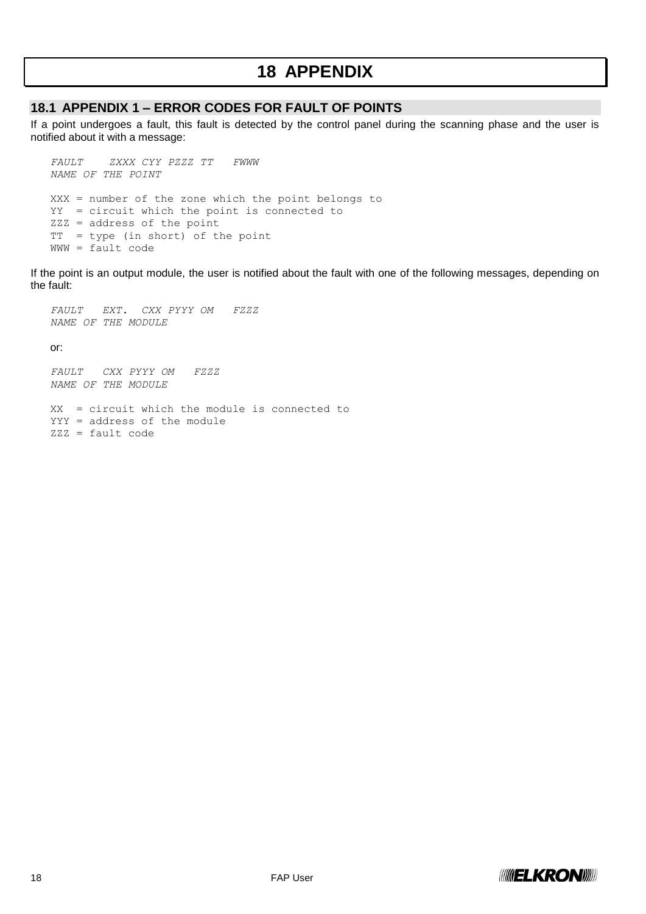# 18 APPENDIX

## 18.1 APPENDIX 1 – ERROR CODES FOR FAULT OF POINTS

If a point undergoes a fault, this fault is detected by the control panel during the scanning phase and the user is notified about it with a message:

```
FAULT    ZXXX CYY PZZZ TT   FWWW
NAME OF THE POINT

XXX = number of the zone which the point belongs to
YY  = circuit which the point is connected to
ZZZ = address of the point
TT  = type (in short) of the point
WWW = fault code
```

If the point is an output module, the user is notified about the fault with one of the following messages, depending on the fault:

```
FAULT   EXT.  CXX PYYY OM   FZZZ
NAME OF THE MODULE
```

or:

```
FAULT   CXX PYYY OM   FZZZ
NAME OF THE MODULE

XX  = circuit which the module is connected to
YYY = address of the module
ZZZ = fault code
```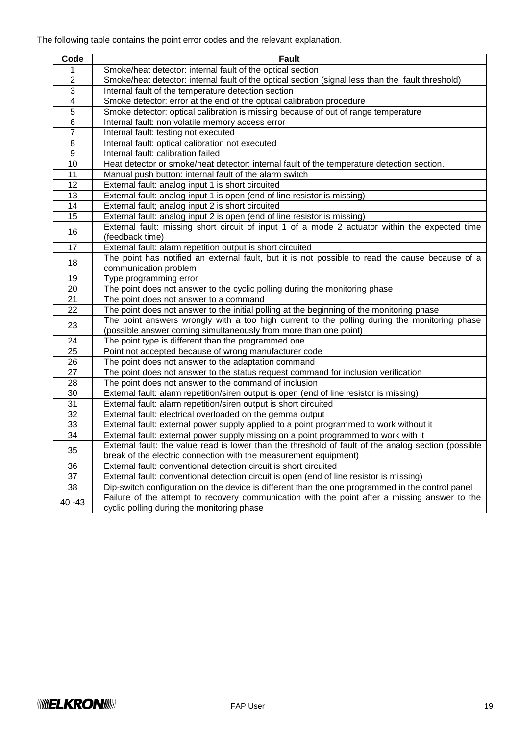The following table contains the point error codes and the relevant explanation.

| Code | Fault |
|---|---|
| 1 | Smoke/heat detector: internal fault of the optical section |
| 2 | Smoke/heat detector: internal fault of the optical section (signal less than the fault threshold) |
| 3 | Internal fault of the temperature detection section |
| 4 | Smoke detector: error at the end of the optical calibration procedure |
| 5 | Smoke detector: optical calibration is missing because of out of range temperature |
| 6 | Internal fault: non volatile memory access error |
| 7 | Internal fault: testing not executed |
| 8 | Internal fault: optical calibration not executed |
| 9 | Internal fault: calibration failed |
| 10 | Heat detector or smoke/heat detector: internal fault of the temperature detection section. |
| 11 | Manual push button: internal fault of the alarm switch |
| 12 | External fault: analog input 1 is short circuited |
| 13 | External fault: analog input 1 is open (end of line resistor is missing) |
| 14 | External fault; analog input 2 is short circuited |
| 15 | External fault: analog input 2 is open (end of line resistor is missing) |
| 16 | External fault: missing short circuit of input 1 of a mode 2 actuator within the expected time (feedback time) |
| 17 | External fault: alarm repetition output is short circuited |
| 18 | The point has notified an external fault, but it is not possible to read the cause because of a communication problem |
| 19 | Type programming error |
| 20 | The point does not answer to the cyclic polling during the monitoring phase |
| 21 | The point does not answer to a command |
| 22 | The point does not answer to the initial polling at the beginning of the monitoring phase |
| 23 | The point answers wrongly with a too high current to the polling during the monitoring phase (possible answer coming simultaneously from more than one point) |
| 24 | The point type is different than the programmed one |
| 25 | Point not accepted because of wrong manufacturer code |
| 26 | The point does not answer to the adaptation command |
| 27 | The point does not answer to the status request command for inclusion verification |
| 28 | The point does not answer to the command of inclusion |
| 30 | External fault: alarm repetition/siren output is open (end of line resistor is missing) |
| 31 | External fault: alarm repetition/siren output is short circuited |
| 32 | External fault: electrical overloaded on the gemma output |
| 33 | External fault: external power supply applied to a point programmed to work without it |
| 34 | External fault: external power supply missing on a point programmed to work with it |
| 35 | External fault: the value read is lower than the threshold of fault of the analog section (possible break of the electric connection with the measurement equipment) |
| 36 | External fault: conventional detection circuit is short circuited |
| 37 | External fault: conventional detection circuit is open (end of line resistor is missing) |
| 38 | Dip-switch configuration on the device is different than the one programmed in the control panel |
| 40 -43 | Failure of the attempt to recovery communication with the point after a missing answer to the cyclic polling during the monitoring phase |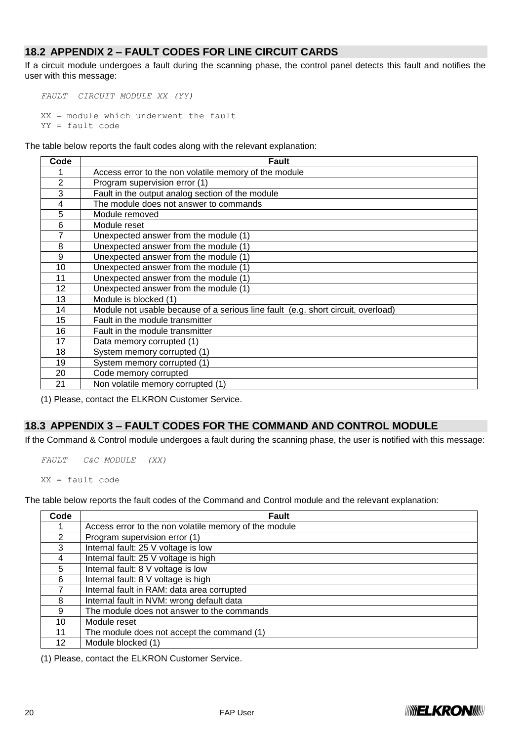## 18.2 APPENDIX 2 – FAULT CODES FOR LINE CIRCUIT CARDS

If a circuit module undergoes a fault during the scanning phase, the control panel detects this fault and notifies the user with this message:

```
FAULT  CIRCUIT MODULE XX (YY)

XX = module which underwent the fault
YY = fault code
```

The table below reports the fault codes along with the relevant explanation:

| Code | Fault |
|---|---|
| 1 | Access error to the non volatile memory of the module |
| 2 | Program supervision error (1) |
| 3 | Fault in the output analog section of the module |
| 4 | The module does not answer to commands |
| 5 | Module removed |
| 6 | Module reset |
| 7 | Unexpected answer from the module (1) |
| 8 | Unexpected answer from the module (1) |
| 9 | Unexpected answer from the module (1) |
| 10 | Unexpected answer from the module (1) |
| 11 | Unexpected answer from the module (1) |
| 12 | Unexpected answer from the module (1) |
| 13 | Module is blocked (1) |
| 14 | Module not usable because of a serious line fault (e.g. short circuit, overload) |
| 15 | Fault in the module transmitter |
| 16 | Fault in the module transmitter |
| 17 | Data memory corrupted (1) |
| 18 | System memory corrupted (1) |
| 19 | System memory corrupted (1) |
| 20 | Code memory corrupted |
| 21 | Non volatile memory corrupted (1) |

(1) Please, contact the ELKRON Customer Service.

## 18.3 APPENDIX 3 – FAULT CODES FOR THE COMMAND AND CONTROL MODULE

If the Command & Control module undergoes a fault during the scanning phase, the user is notified with this message:

```
FAULT   C&C MODULE  (XX)

XX = fault code
```

The table below reports the fault codes of the Command and Control module and the relevant explanation:

| Code | Fault |
|---|---|
| 1 | Access error to the non volatile memory of the module |
| 2 | Program supervision error (1) |
| 3 | Internal fault: 25 V voltage is low |
| 4 | Internal fault: 25 V voltage is high |
| 5 | Internal fault: 8 V voltage is low |
| 6 | Internal fault: 8 V voltage is high |
| 7 | Internal fault in RAM: data area corrupted |
| 8 | Internal fault in NVM: wrong default data |
| 9 | The module does not answer to the commands |
| 10 | Module reset |
| 11 | The module does not accept the command (1) |
| 12 | Module blocked (1) |

(1) Please, contact the ELKRON Customer Service.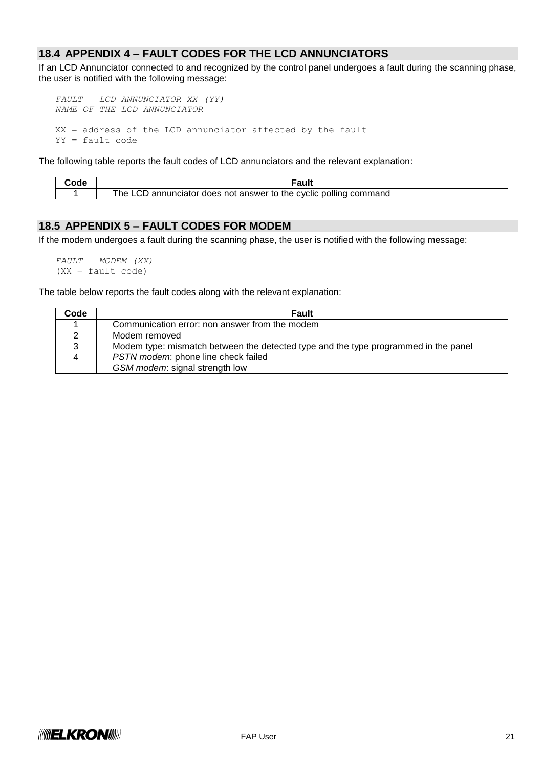## 18.4 APPENDIX 4 – FAULT CODES FOR THE LCD ANNUNCIATORS

If an LCD Annunciator connected to and recognized by the control panel undergoes a fault during the scanning phase, the user is notified with the following message:

```
FAULT   LCD ANNUNCIATOR XX (YY)
NAME OF THE LCD ANNUNCIATOR

XX = address of the LCD annunciator affected by the fault
YY = fault code
```

The following table reports the fault codes of LCD annunciators and the relevant explanation:

| Code | Fault |
|---|---|
| 1 | The LCD annunciator does not answer to the cyclic polling command |

## 18.5 APPENDIX 5 – FAULT CODES FOR MODEM

If the modem undergoes a fault during the scanning phase, the user is notified with the following message:

```
FAULT   MODEM (XX)
(XX = fault code)
```

The table below reports the fault codes along with the relevant explanation:

| Code | Fault |
|---|---|
| 1 | Communication error: non answer from the modem |
| 2 | Modem removed |
| 3 | Modem type: mismatch between the detected type and the type programmed in the panel |
| 4 | *PSTN modem*: phone line check failed<br>*GSM modem*: signal strength low |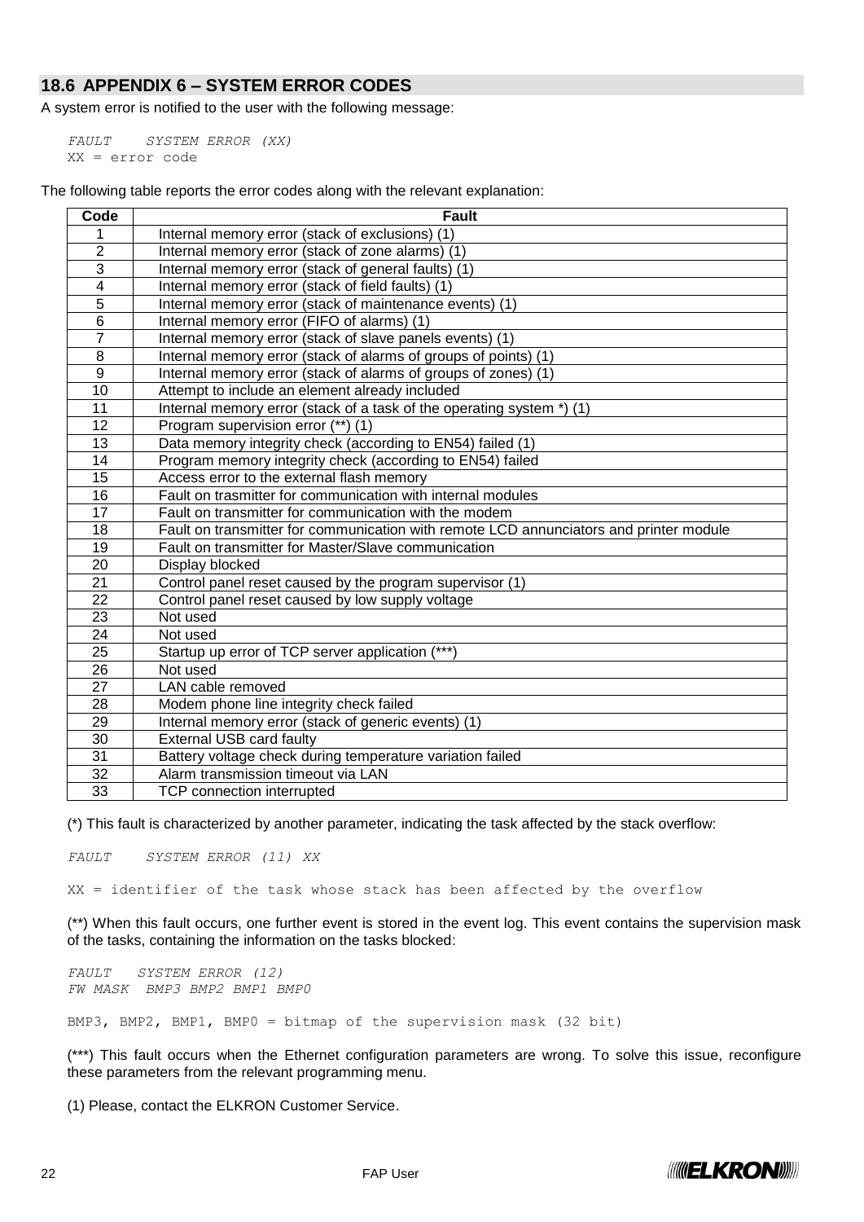## 18.6 APPENDIX 6 – SYSTEM ERROR CODES

A system error is notified to the user with the following message:

```
FAULT    SYSTEM ERROR (XX)
XX = error code
```

The following table reports the error codes along with the relevant explanation:

| Code | Fault |
|---|---|
| 1 | Internal memory error (stack of exclusions) (1) |
| 2 | Internal memory error (stack of zone alarms) (1) |
| 3 | Internal memory error (stack of general faults) (1) |
| 4 | Internal memory error (stack of field faults) (1) |
| 5 | Internal memory error (stack of maintenance events) (1) |
| 6 | Internal memory error (FIFO of alarms) (1) |
| 7 | Internal memory error (stack of slave panels events) (1) |
| 8 | Internal memory error (stack of alarms of groups of points) (1) |
| 9 | Internal memory error (stack of alarms of groups of zones) (1) |
| 10 | Attempt to include an element already included |
| 11 | Internal memory error (stack of a task of the operating system *) (1) |
| 12 | Program supervision error (**) (1) |
| 13 | Data memory integrity check (according to EN54) failed (1) |
| 14 | Program memory integrity check (according to EN54) failed |
| 15 | Access error to the external flash memory |
| 16 | Fault on trasmitter for communication with internal modules |
| 17 | Fault on transmitter for communication with the modem |
| 18 | Fault on transmitter for communication with remote LCD annunciators and printer module |
| 19 | Fault on transmitter for Master/Slave communication |
| 20 | Display blocked |
| 21 | Control panel reset caused by the program supervisor (1) |
| 22 | Control panel reset caused by low supply voltage |
| 23 | Not used |
| 24 | Not used |
| 25 | Startup up error of TCP server application (***) |
| 26 | Not used |
| 27 | LAN cable removed |
| 28 | Modem phone line integrity check failed |
| 29 | Internal memory error (stack of generic events) (1) |
| 30 | External USB card faulty |
| 31 | Battery voltage check during temperature variation failed |
| 32 | Alarm transmission timeout via LAN |
| 33 | TCP connection interrupted |

(*) This fault is characterized by another parameter, indicating the task affected by the stack overflow:

```
FAULT    SYSTEM ERROR (11) XX

XX = identifier of the task whose stack has been affected by the overflow
```

(**) When this fault occurs, one further event is stored in the event log. This event contains the supervision mask of the tasks, containing the information on the tasks blocked:

```
FAULT   SYSTEM ERROR (12)
FW MASK  BMP3 BMP2 BMP1 BMP0

BMP3, BMP2, BMP1, BMP0 = bitmap of the supervision mask (32 bit)
```

(***) This fault occurs when the Ethernet configuration parameters are wrong. To solve this issue, reconfigure these parameters from the relevant programming menu.

(1) Please, contact the ELKRON Customer Service.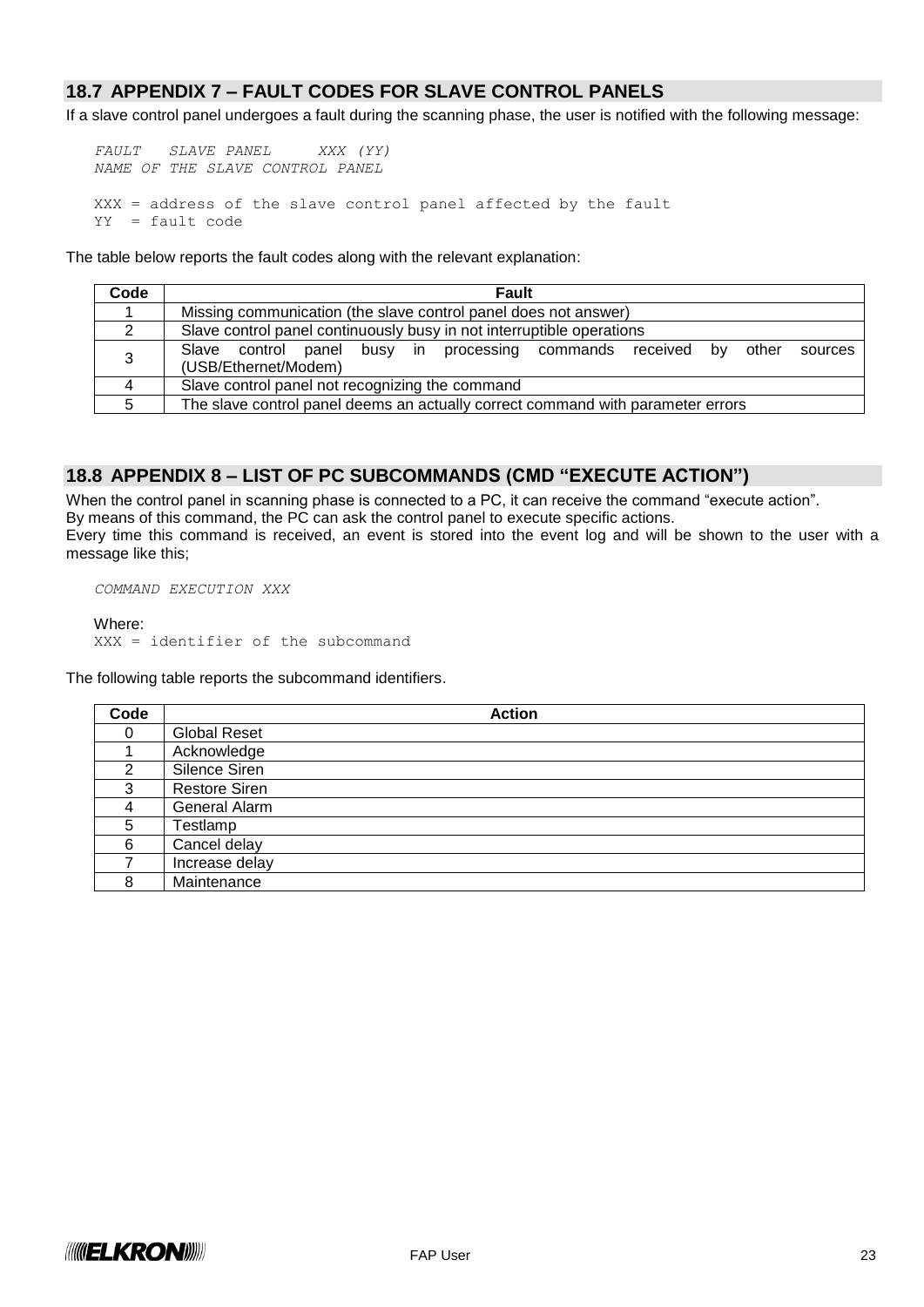## 18.7 APPENDIX 7 – FAULT CODES FOR SLAVE CONTROL PANELS

If a slave control panel undergoes a fault during the scanning phase, the user is notified with the following message:

```
FAULT   SLAVE PANEL     XXX (YY)
NAME OF THE SLAVE CONTROL PANEL

XXX = address of the slave control panel affected by the fault
YY  = fault code
```

The table below reports the fault codes along with the relevant explanation:

| Code | Fault |
|---|---|
| 1 | Missing communication (the slave control panel does not answer) |
| 2 | Slave control panel continuously busy in not interruptible operations |
| 3 | Slave control panel busy in processing commands received by other sources (USB/Ethernet/Modem) |
| 4 | Slave control panel not recognizing the command |
| 5 | The slave control panel deems an actually correct command with parameter errors |

## 18.8 APPENDIX 8 – LIST OF PC SUBCOMMANDS (CMD "EXECUTE ACTION")

When the control panel in scanning phase is connected to a PC, it can receive the command "execute action".
By means of this command, the PC can ask the control panel to execute specific actions.
Every time this command is received, an event is stored into the event log and will be shown to the user with a message like this;

```
COMMAND EXECUTION XXX
```

Where:
```
XXX = identifier of the subcommand
```

The following table reports the subcommand identifiers.

| Code | Action |
|---|---|
| 0 | Global Reset |
| 1 | Acknowledge |
| 2 | Silence Siren |
| 3 | Restore Siren |
| 4 | General Alarm |
| 5 | Testlamp |
| 6 | Cancel delay |
| 7 | Increase delay |
| 8 | Maintenance |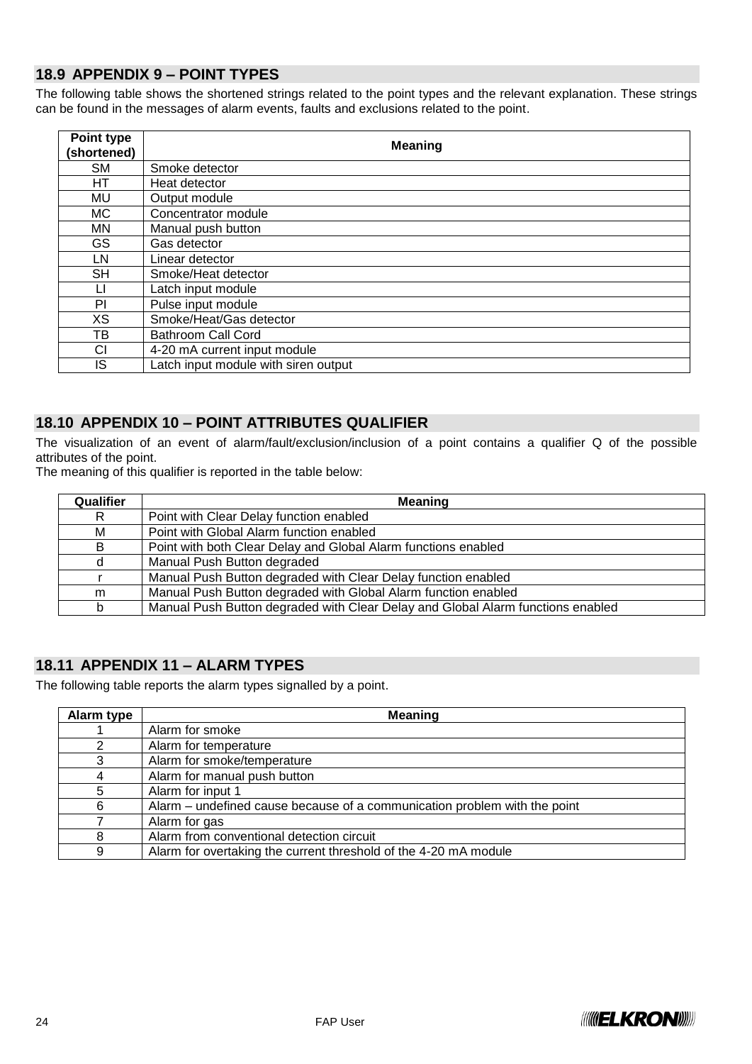## 18.9 APPENDIX 9 – POINT TYPES

The following table shows the shortened strings related to the point types and the relevant explanation. These strings can be found in the messages of alarm events, faults and exclusions related to the point.

| Point type (shortened) | Meaning |
|---|---|
| SM | Smoke detector |
| HT | Heat detector |
| MU | Output module |
| MC | Concentrator module |
| MN | Manual push button |
| GS | Gas detector |
| LN | Linear detector |
| SH | Smoke/Heat detector |
| LI | Latch input module |
| PI | Pulse input module |
| XS | Smoke/Heat/Gas detector |
| TB | Bathroom Call Cord |
| CI | 4-20 mA current input module |
| IS | Latch input module with siren output |

## 18.10 APPENDIX 10 – POINT ATTRIBUTES QUALIFIER

The visualization of an event of alarm/fault/exclusion/inclusion of a point contains a qualifier Q of the possible attributes of the point.
The meaning of this qualifier is reported in the table below:

| Qualifier | Meaning |
|---|---|
| R | Point with Clear Delay function enabled |
| M | Point with Global Alarm function enabled |
| B | Point with both Clear Delay and Global Alarm functions enabled |
| d | Manual Push Button degraded |
| r | Manual Push Button degraded with Clear Delay function enabled |
| m | Manual Push Button degraded with Global Alarm function enabled |
| b | Manual Push Button degraded with Clear Delay and Global Alarm functions enabled |

## 18.11 APPENDIX 11 – ALARM TYPES

The following table reports the alarm types signalled by a point.

| Alarm type | Meaning |
|---|---|
| 1 | Alarm for smoke |
| 2 | Alarm for temperature |
| 3 | Alarm for smoke/temperature |
| 4 | Alarm for manual push button |
| 5 | Alarm for input 1 |
| 6 | Alarm – undefined cause because of a communication problem with the point |
| 7 | Alarm for gas |
| 8 | Alarm from conventional detection circuit |
| 9 | Alarm for overtaking the current threshold of the 4-20 mA module |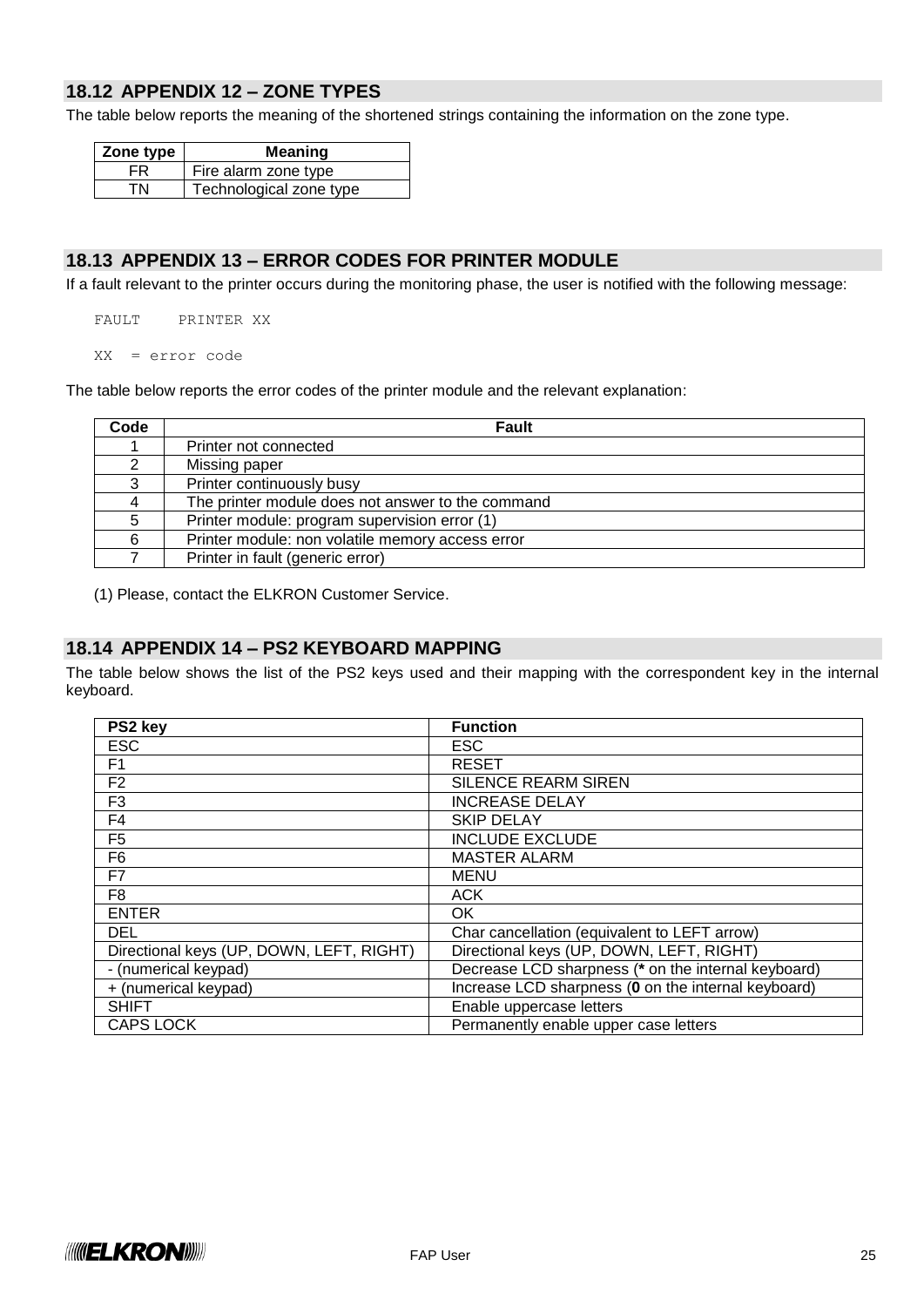## 18.12 APPENDIX 12 – ZONE TYPES

The table below reports the meaning of the shortened strings containing the information on the zone type.

| Zone type | Meaning |
|---|---|
| FR | Fire alarm zone type |
| TN | Technological zone type |

## 18.13 APPENDIX 13 – ERROR CODES FOR PRINTER MODULE

If a fault relevant to the printer occurs during the monitoring phase, the user is notified with the following message:

```
FAULT    PRINTER XX

XX  = error code
```

The table below reports the error codes of the printer module and the relevant explanation:

| Code | Fault |
|---|---|
| 1 | Printer not connected |
| 2 | Missing paper |
| 3 | Printer continuously busy |
| 4 | The printer module does not answer to the command |
| 5 | Printer module: program supervision error (1) |
| 6 | Printer module: non volatile memory access error |
| 7 | Printer in fault (generic error) |

(1) Please, contact the ELKRON Customer Service.

## 18.14 APPENDIX 14 – PS2 KEYBOARD MAPPING

The table below shows the list of the PS2 keys used and their mapping with the correspondent key in the internal keyboard.

| PS2 key | Function |
|---|---|
| ESC | ESC |
| F1 | RESET |
| F2 | SILENCE REARM SIREN |
| F3 | INCREASE DELAY |
| F4 | SKIP DELAY |
| F5 | INCLUDE EXCLUDE |
| F6 | MASTER ALARM |
| F7 | MENU |
| F8 | ACK |
| ENTER | OK |
| DEL | Char cancellation (equivalent to LEFT arrow) |
| Directional keys (UP, DOWN, LEFT, RIGHT) | Directional keys (UP, DOWN, LEFT, RIGHT) |
| - (numerical keypad) | Decrease LCD sharpness (**\*** on the internal keyboard) |
| + (numerical keypad) | Increase LCD sharpness (**0** on the internal keyboard) |
| SHIFT | Enable uppercase letters |
| CAPS LOCK | Permanently enable upper case letters |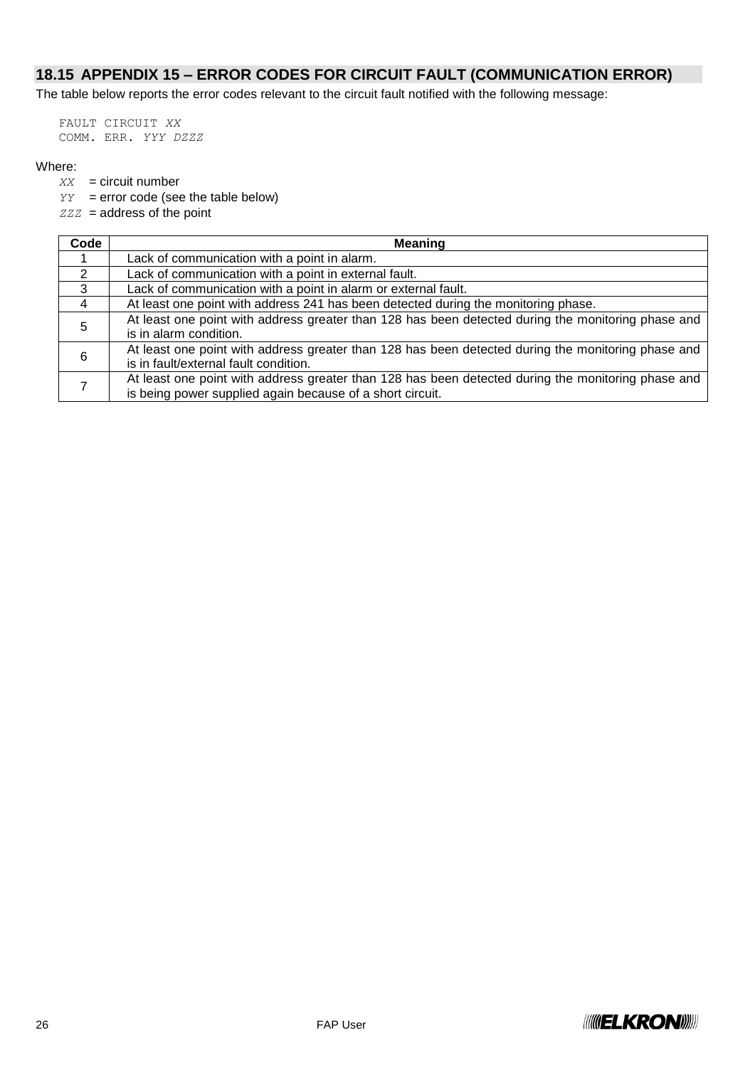## 18.15 APPENDIX 15 – ERROR CODES FOR CIRCUIT FAULT (COMMUNICATION ERROR)

The table below reports the error codes relevant to the circuit fault notified with the following message:

```
FAULT CIRCUIT XX
COMM. ERR. YYY DZZZ
```

Where:

*XX* = circuit number
*YY* = error code (see the table below)
*ZZZ* = address of the point

| Code | Meaning |
|---|---|
| 1 | Lack of communication with a point in alarm. |
| 2 | Lack of communication with a point in external fault. |
| 3 | Lack of communication with a point in alarm or external fault. |
| 4 | At least one point with address 241 has been detected during the monitoring phase. |
| 5 | At least one point with address greater than 128 has been detected during the monitoring phase and is in alarm condition. |
| 6 | At least one point with address greater than 128 has been detected during the monitoring phase and is in fault/external fault condition. |
| 7 | At least one point with address greater than 128 has been detected during the monitoring phase and is being power supplied again because of a short circuit. |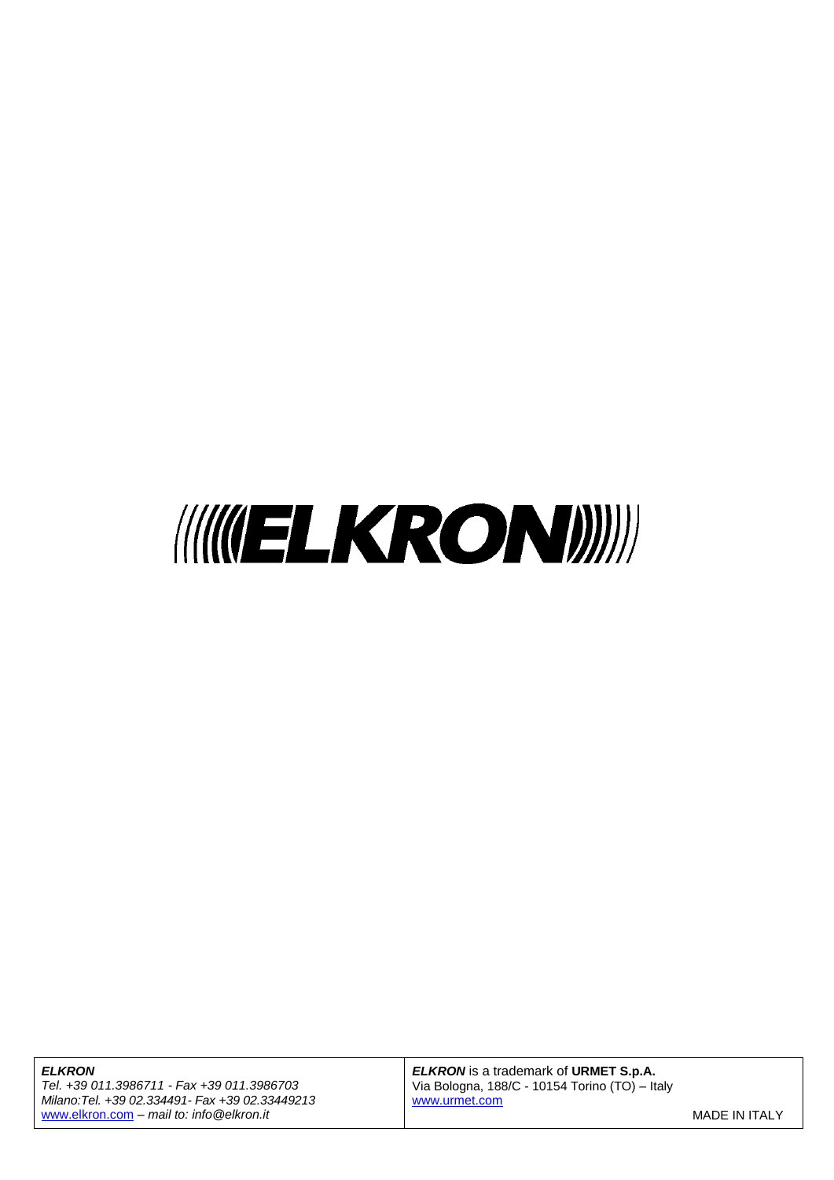ELKRON

***ELKRON***
*Tel. +39 011.3986711 - Fax +39 011.3986703*
*Milano:Tel. +39 02.334491- Fax +39 02.33449213*
www.elkron.com – *mail to: info@elkron.it*

***ELKRON*** is a trademark of **URMET S.p.A.**
Via Bologna, 188/C - 10154 Torino (TO) – Italy
www.urmet.com

MADE IN ITALY